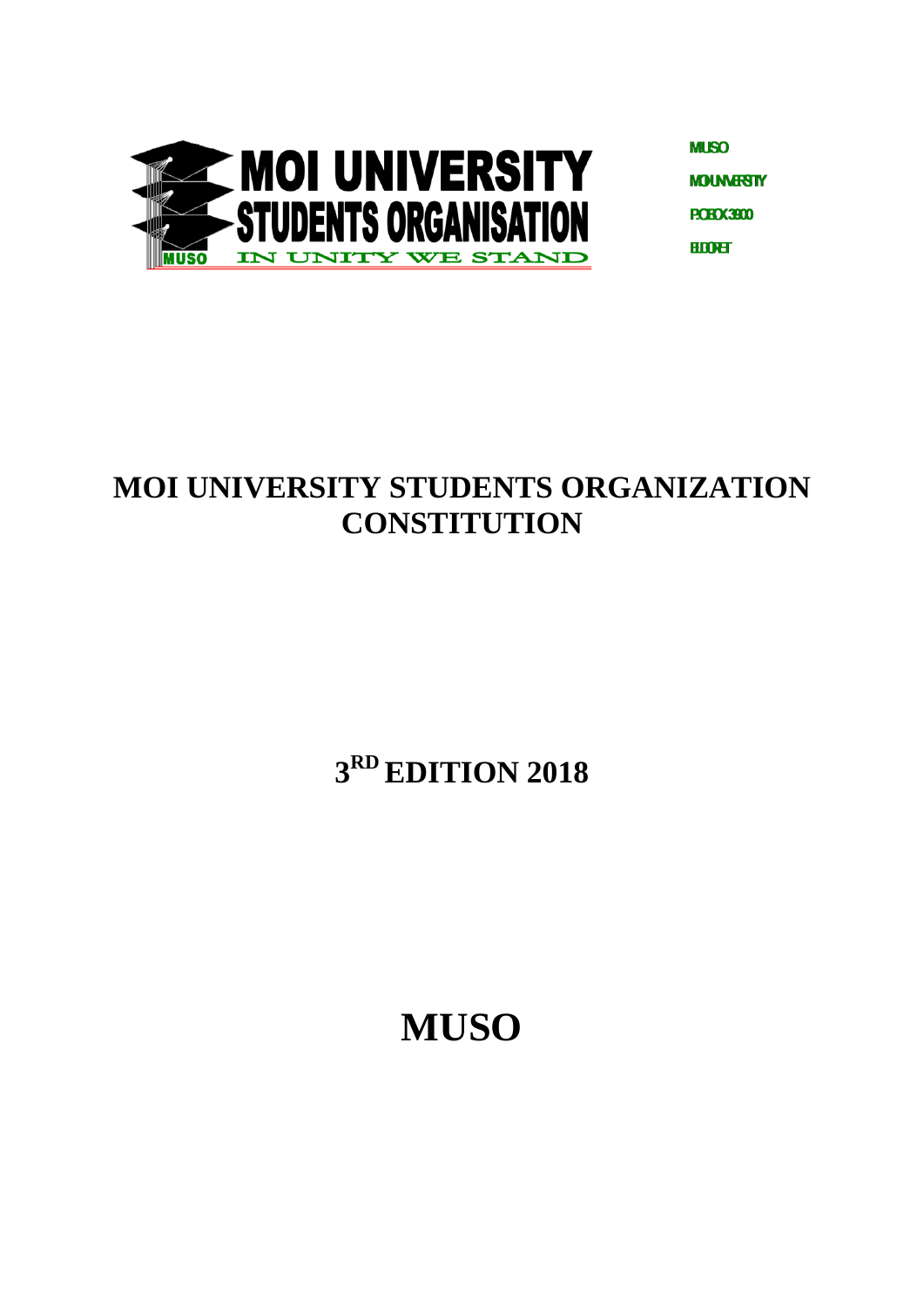MOI UNIVERSITY STUDENTS ORGANISATION

IN UNITY WE STAND

MUSO

MUSO
MOI UNIVERSITY
P.O BOX 3900
ELDORET

# MOI UNIVERSITY STUDENTS ORGANIZATION CONSTITUTION

## 3RD EDITION 2018

# MUSO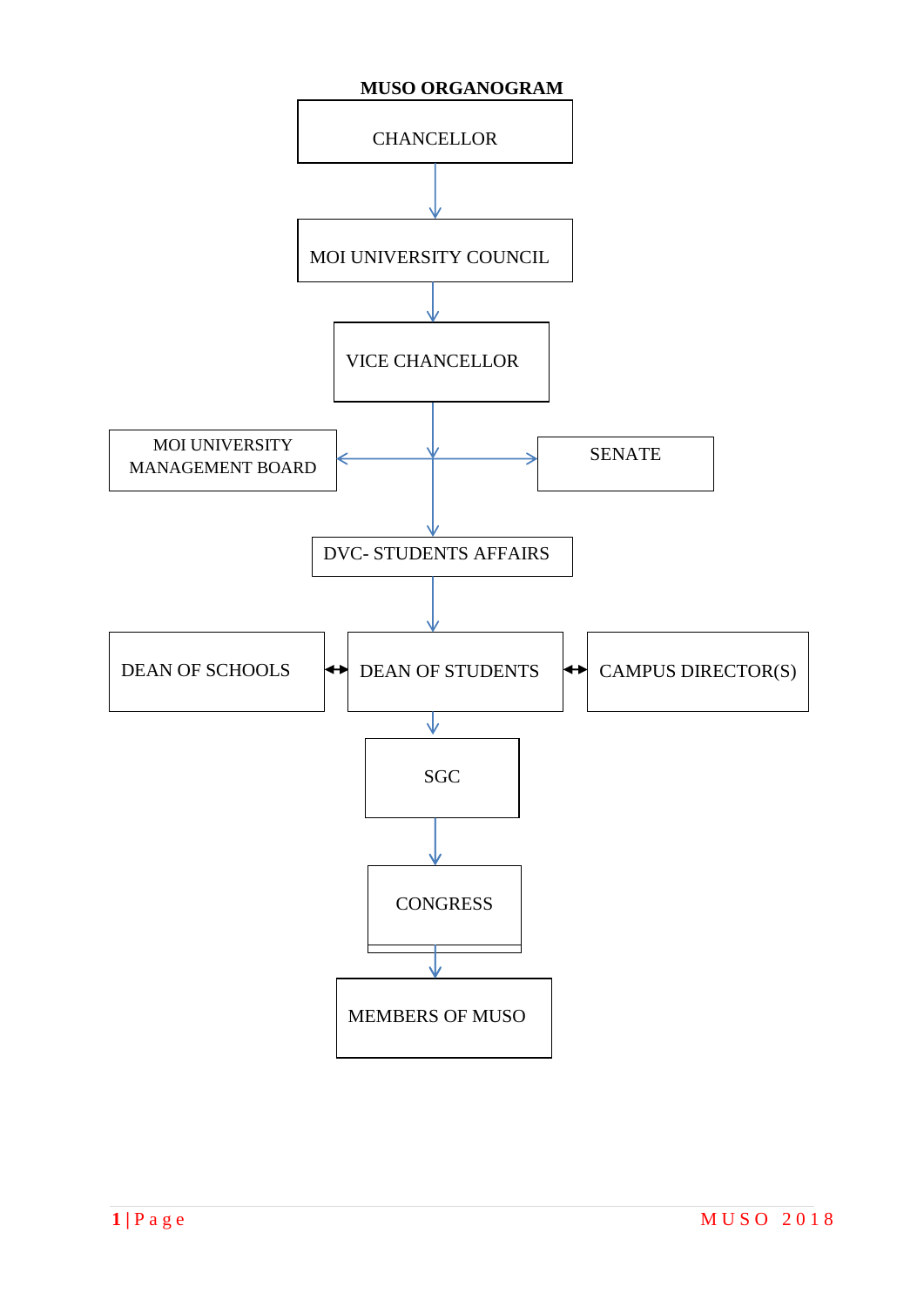# MUSO ORGANOGRAM

- CHANCELLOR
  - ↓ MOI UNIVERSITY COUNCIL
    - ↓ VICE CHANCELLOR
      - ← MOI UNIVERSITY MANAGEMENT BOARD
      - → SENATE
      - ↓ DVC- STUDENTS AFFAIRS
        - ↓ DEAN OF STUDENTS (↔ DEAN OF SCHOOLS; ↔ CAMPUS DIRECTOR(S))
          - ↓ SGC
            - ↓ CONGRESS
              - ↓ MEMBERS OF MUSO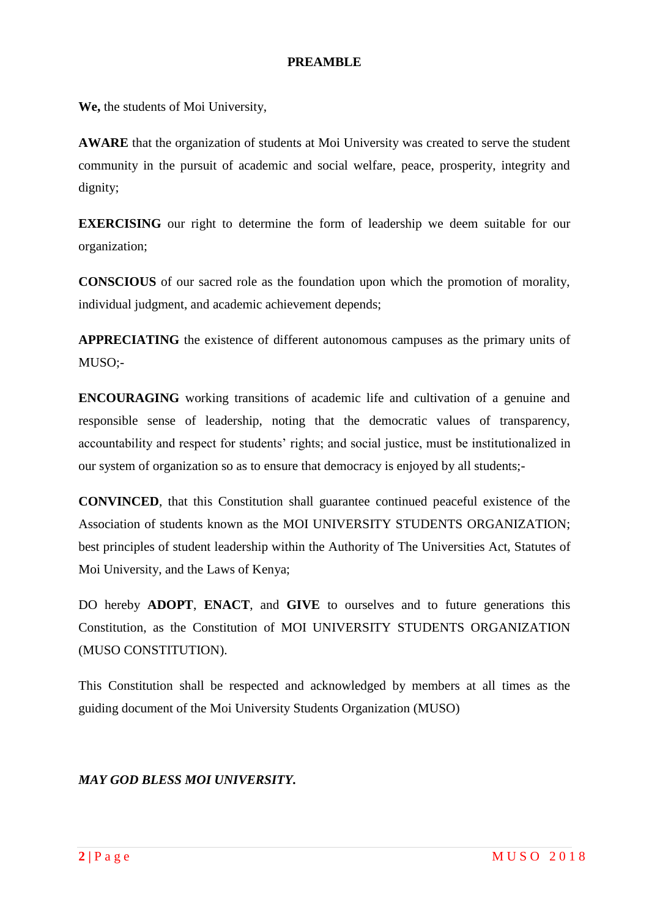# PREAMBLE

**We,** the students of Moi University,

**AWARE** that the organization of students at Moi University was created to serve the student community in the pursuit of academic and social welfare, peace, prosperity, integrity and dignity;

**EXERCISING** our right to determine the form of leadership we deem suitable for our organization;

**CONSCIOUS** of our sacred role as the foundation upon which the promotion of morality, individual judgment, and academic achievement depends;

**APPRECIATING** the existence of different autonomous campuses as the primary units of MUSO;-

**ENCOURAGING** working transitions of academic life and cultivation of a genuine and responsible sense of leadership, noting that the democratic values of transparency, accountability and respect for students' rights; and social justice, must be institutionalized in our system of organization so as to ensure that democracy is enjoyed by all students;-

**CONVINCED**, that this Constitution shall guarantee continued peaceful existence of the Association of students known as the MOI UNIVERSITY STUDENTS ORGANIZATION; best principles of student leadership within the Authority of The Universities Act, Statutes of Moi University, and the Laws of Kenya;

DO hereby **ADOPT**, **ENACT**, and **GIVE** to ourselves and to future generations this Constitution, as the Constitution of MOI UNIVERSITY STUDENTS ORGANIZATION (MUSO CONSTITUTION).

This Constitution shall be respected and acknowledged by members at all times as the guiding document of the Moi University Students Organization (MUSO)

***MAY GOD BLESS MOI UNIVERSITY.***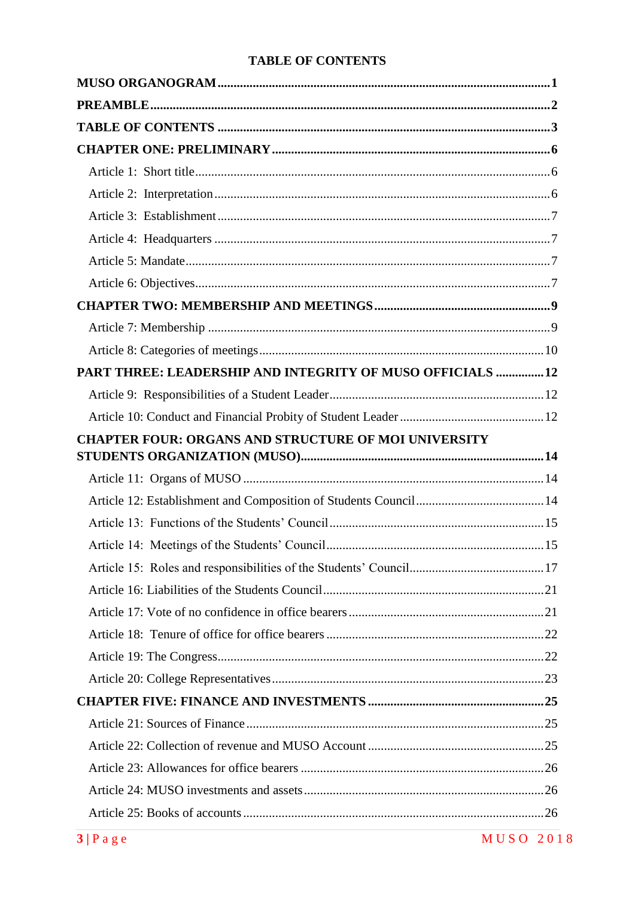# TABLE OF CONTENTS

**MUSO ORGANOGRAM** .......... **1**

**PREAMBLE** .......... **2**

**TABLE OF CONTENTS** .......... **3**

**CHAPTER ONE: PRELIMINARY** .......... **6**

- Article 1: Short title .......... 6
- Article 2: Interpretation .......... 6
- Article 3: Establishment .......... 7
- Article 4: Headquarters .......... 7
- Article 5: Mandate .......... 7
- Article 6: Objectives .......... 7

**CHAPTER TWO: MEMBERSHIP AND MEETINGS** .......... **9**

- Article 7: Membership .......... 9
- Article 8: Categories of meetings .......... 10

**PART THREE: LEADERSHIP AND INTEGRITY OF MUSO OFFICIALS** .......... **12**

- Article 9: Responsibilities of a Student Leader .......... 12
- Article 10: Conduct and Financial Probity of Student Leader .......... 12

**CHAPTER FOUR: ORGANS AND STRUCTURE OF MOI UNIVERSITY STUDENTS ORGANIZATION (MUSO)** .......... **14**

- Article 11: Organs of MUSO .......... 14
- Article 12: Establishment and Composition of Students Council .......... 14
- Article 13: Functions of the Students' Council .......... 15
- Article 14: Meetings of the Students' Council .......... 15
- Article 15: Roles and responsibilities of the Students' Council .......... 17
- Article 16: Liabilities of the Students Council .......... 21
- Article 17: Vote of no confidence in office bearers .......... 21
- Article 18: Tenure of office for office bearers .......... 22
- Article 19: The Congress .......... 22
- Article 20: College Representatives .......... 23

**CHAPTER FIVE: FINANCE AND INVESTMENTS** .......... **25**

- Article 21: Sources of Finance .......... 25
- Article 22: Collection of revenue and MUSO Account .......... 25
- Article 23: Allowances for office bearers .......... 26
- Article 24: MUSO investments and assets .......... 26
- Article 25: Books of accounts .......... 26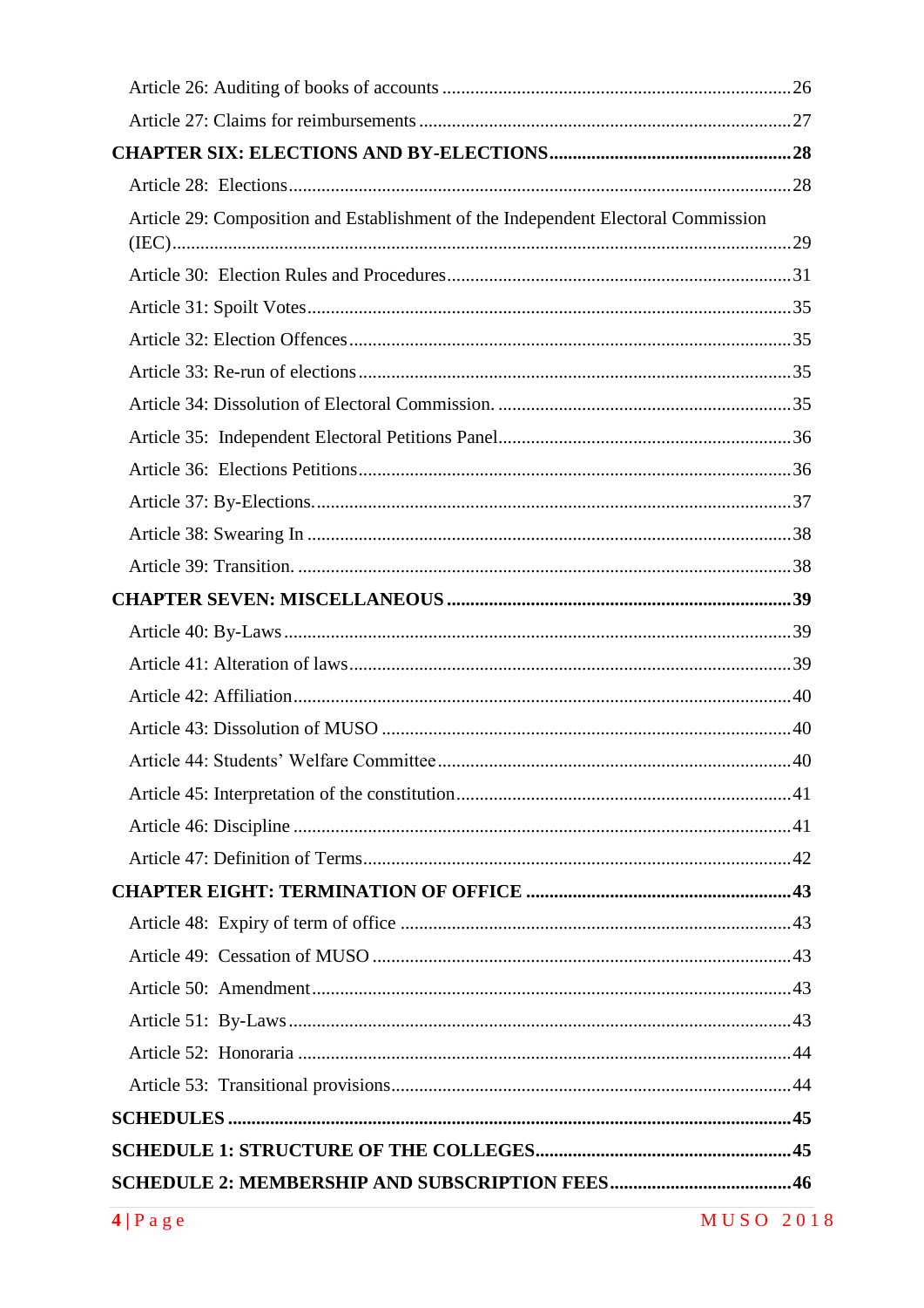Article 26: Auditing of books of accounts ..........26

Article 27: Claims for reimbursements ..........27

**CHAPTER SIX: ELECTIONS AND BY-ELECTIONS ..........28**

Article 28: Elections ..........28

Article 29: Composition and Establishment of the Independent Electoral Commission (IEC) ..........29

Article 30: Election Rules and Procedures ..........31

Article 31: Spoilt Votes ..........35

Article 32: Election Offences ..........35

Article 33: Re-run of elections ..........35

Article 34: Dissolution of Electoral Commission. ..........35

Article 35: Independent Electoral Petitions Panel ..........36

Article 36: Elections Petitions ..........36

Article 37: By-Elections. ..........37

Article 38: Swearing In ..........38

Article 39: Transition. ..........38

**CHAPTER SEVEN: MISCELLANEOUS ..........39**

Article 40: By-Laws ..........39

Article 41: Alteration of laws ..........39

Article 42: Affiliation ..........40

Article 43: Dissolution of MUSO ..........40

Article 44: Students' Welfare Committee ..........40

Article 45: Interpretation of the constitution ..........41

Article 46: Discipline ..........41

Article 47: Definition of Terms ..........42

**CHAPTER EIGHT: TERMINATION OF OFFICE ..........43**

Article 48: Expiry of term of office ..........43

Article 49: Cessation of MUSO ..........43

Article 50: Amendment ..........43

Article 51: By-Laws ..........43

Article 52: Honoraria ..........44

Article 53: Transitional provisions ..........44

**SCHEDULES ..........45**

**SCHEDULE 1: STRUCTURE OF THE COLLEGES ..........45**

**SCHEDULE 2: MEMBERSHIP AND SUBSCRIPTION FEES ..........46**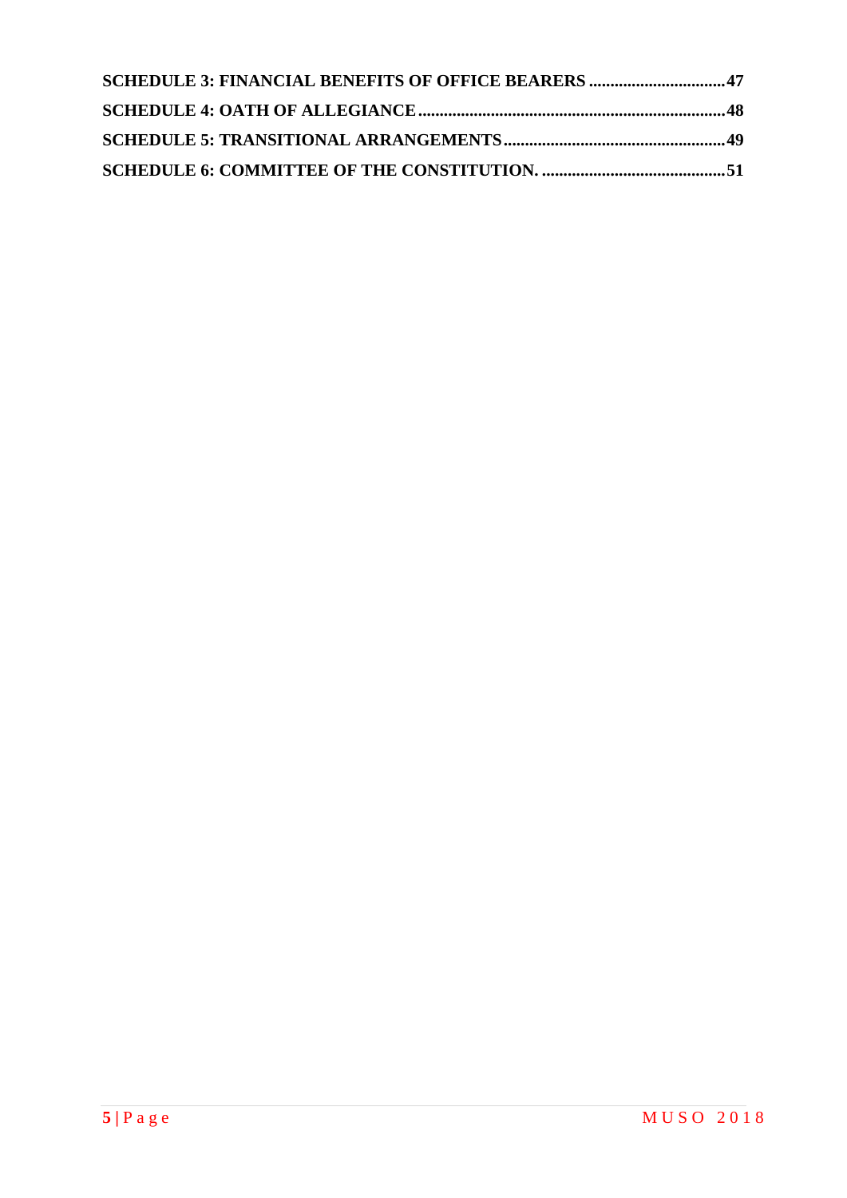**SCHEDULE 3: FINANCIAL BENEFITS OF OFFICE BEARERS ................................47**

**SCHEDULE 4: OATH OF ALLEGIANCE........................................................................48**

**SCHEDULE 5: TRANSITIONAL ARRANGEMENTS....................................................49**

**SCHEDULE 6: COMMITTEE OF THE CONSTITUTION. ...........................................51**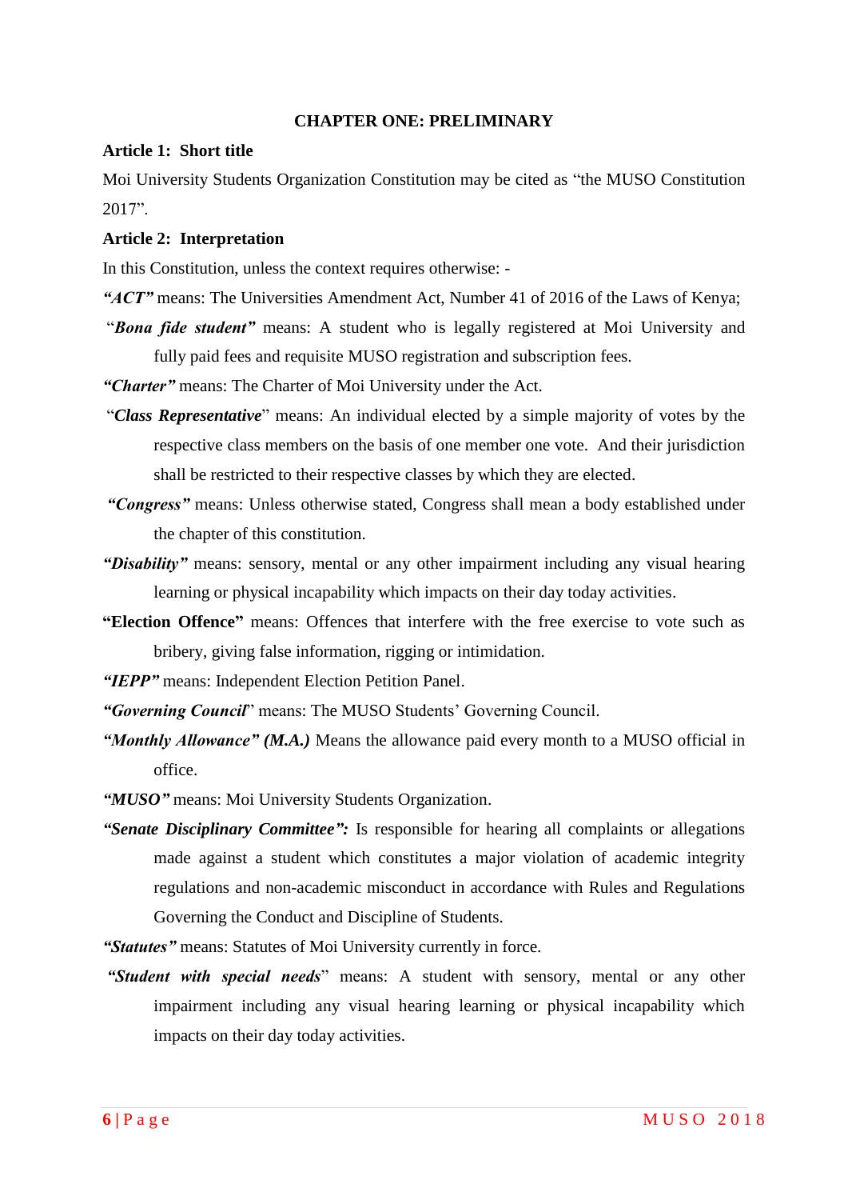# CHAPTER ONE: PRELIMINARY

**Article 1: Short title**

Moi University Students Organization Constitution may be cited as "the MUSO Constitution 2017".

**Article 2: Interpretation**

In this Constitution, unless the context requires otherwise: -

***"ACT"*** means: The Universities Amendment Act, Number 41 of 2016 of the Laws of Kenya;

"***Bona fide student"*** means: A student who is legally registered at Moi University and fully paid fees and requisite MUSO registration and subscription fees.

***"Charter"*** means: The Charter of Moi University under the Act.

"***Class Representative***" means: An individual elected by a simple majority of votes by the respective class members on the basis of one member one vote. And their jurisdiction shall be restricted to their respective classes by which they are elected.

***"Congress"*** means: Unless otherwise stated, Congress shall mean a body established under the chapter of this constitution.

***"Disability"*** means: sensory, mental or any other impairment including any visual hearing learning or physical incapability which impacts on their day today activities.

**"Election Offence"** means: Offences that interfere with the free exercise to vote such as bribery, giving false information, rigging or intimidation.

***"IEPP"*** means: Independent Election Petition Panel.

***"Governing Council***" means: The MUSO Students' Governing Council.

***"Monthly Allowance" (M.A.)*** Means the allowance paid every month to a MUSO official in office.

***"MUSO"*** means: Moi University Students Organization.

***"Senate Disciplinary Committee":*** Is responsible for hearing all complaints or allegations made against a student which constitutes a major violation of academic integrity regulations and non-academic misconduct in accordance with Rules and Regulations Governing the Conduct and Discipline of Students.

***"Statutes"*** means: Statutes of Moi University currently in force.

***"Student with special needs***" means: A student with sensory, mental or any other impairment including any visual hearing learning or physical incapability which impacts on their day today activities.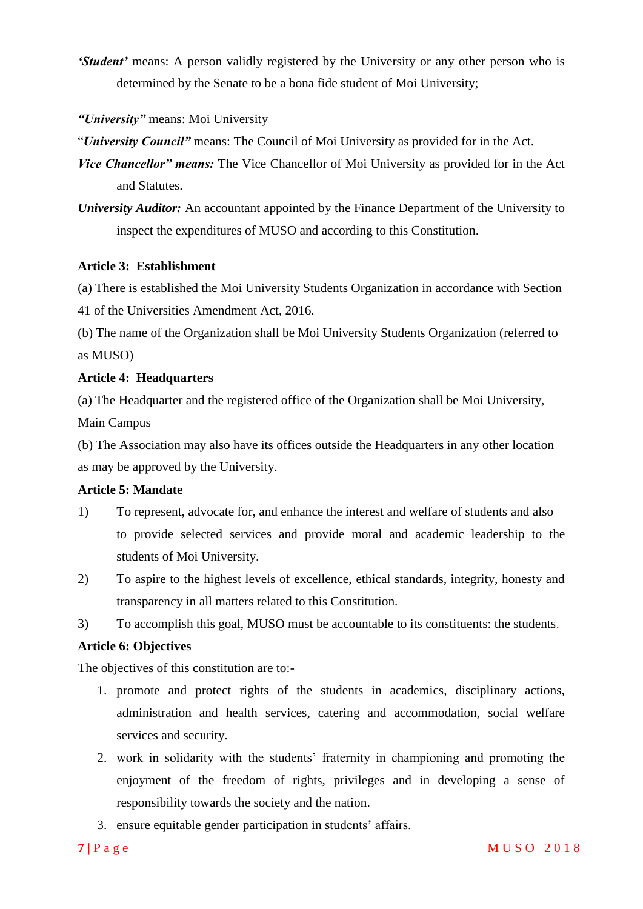***'Student'*** means: A person validly registered by the University or any other person who is determined by the Senate to be a bona fide student of Moi University;

***"University"*** means: Moi University

"***University Council"*** means: The Council of Moi University as provided for in the Act.

***Vice Chancellor" means:*** The Vice Chancellor of Moi University as provided for in the Act and Statutes.

***University Auditor:*** An accountant appointed by the Finance Department of the University to inspect the expenditures of MUSO and according to this Constitution.

**Article 3: Establishment**

(a) There is established the Moi University Students Organization in accordance with Section 41 of the Universities Amendment Act, 2016.

(b) The name of the Organization shall be Moi University Students Organization (referred to as MUSO)

**Article 4: Headquarters**

(a) The Headquarter and the registered office of the Organization shall be Moi University, Main Campus

(b) The Association may also have its offices outside the Headquarters in any other location as may be approved by the University.

**Article 5: Mandate**

1) To represent, advocate for, and enhance the interest and welfare of students and also to provide selected services and provide moral and academic leadership to the students of Moi University.

2) To aspire to the highest levels of excellence, ethical standards, integrity, honesty and transparency in all matters related to this Constitution.

3) To accomplish this goal, MUSO must be accountable to its constituents: the students.

**Article 6: Objectives**

The objectives of this constitution are to:-

1. promote and protect rights of the students in academics, disciplinary actions, administration and health services, catering and accommodation, social welfare services and security.
2. work in solidarity with the students' fraternity in championing and promoting the enjoyment of the freedom of rights, privileges and in developing a sense of responsibility towards the society and the nation.
3. ensure equitable gender participation in students' affairs.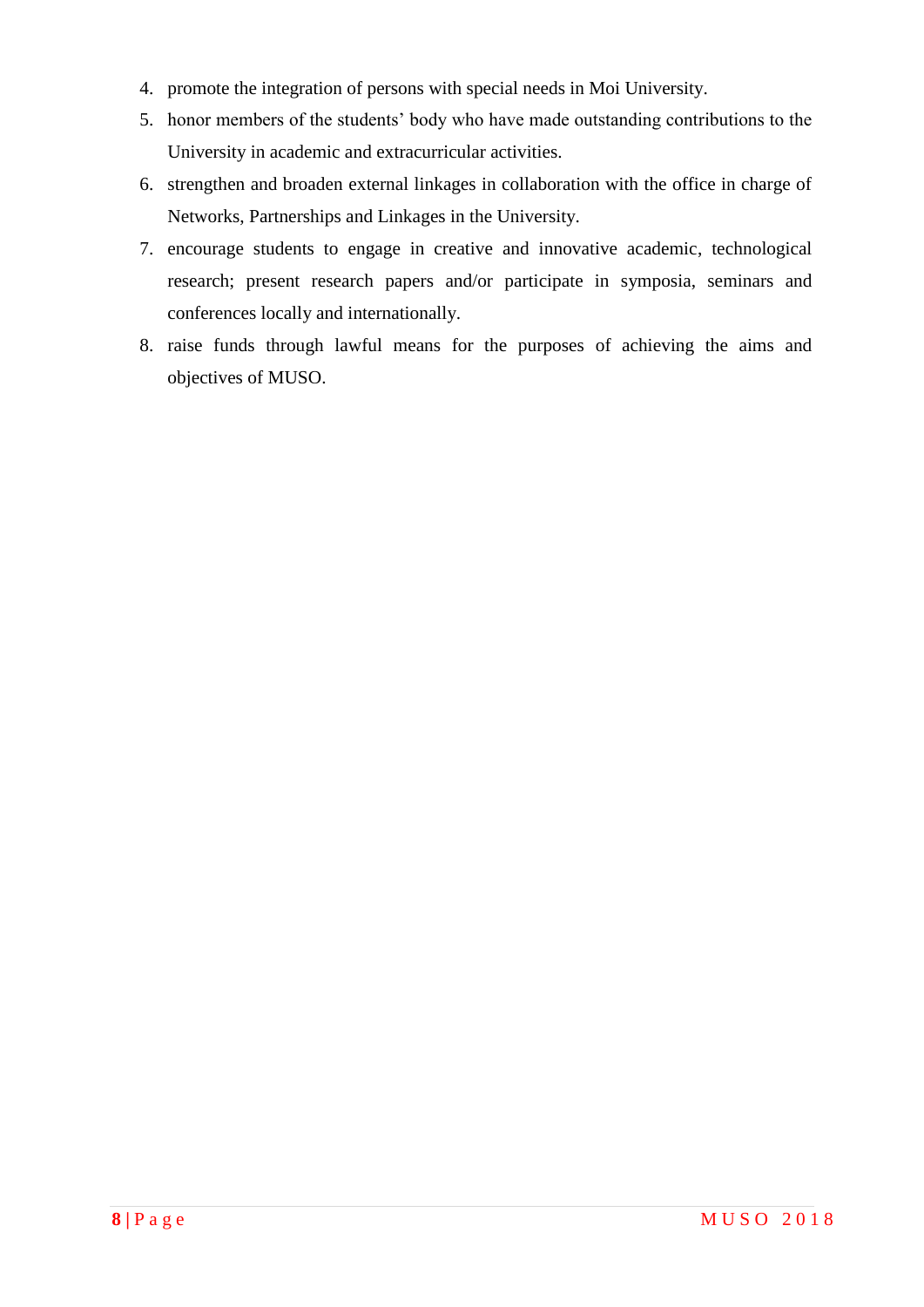4. promote the integration of persons with special needs in Moi University.
5. honor members of the students' body who have made outstanding contributions to the University in academic and extracurricular activities.
6. strengthen and broaden external linkages in collaboration with the office in charge of Networks, Partnerships and Linkages in the University.
7. encourage students to engage in creative and innovative academic, technological research; present research papers and/or participate in symposia, seminars and conferences locally and internationally.
8. raise funds through lawful means for the purposes of achieving the aims and objectives of MUSO.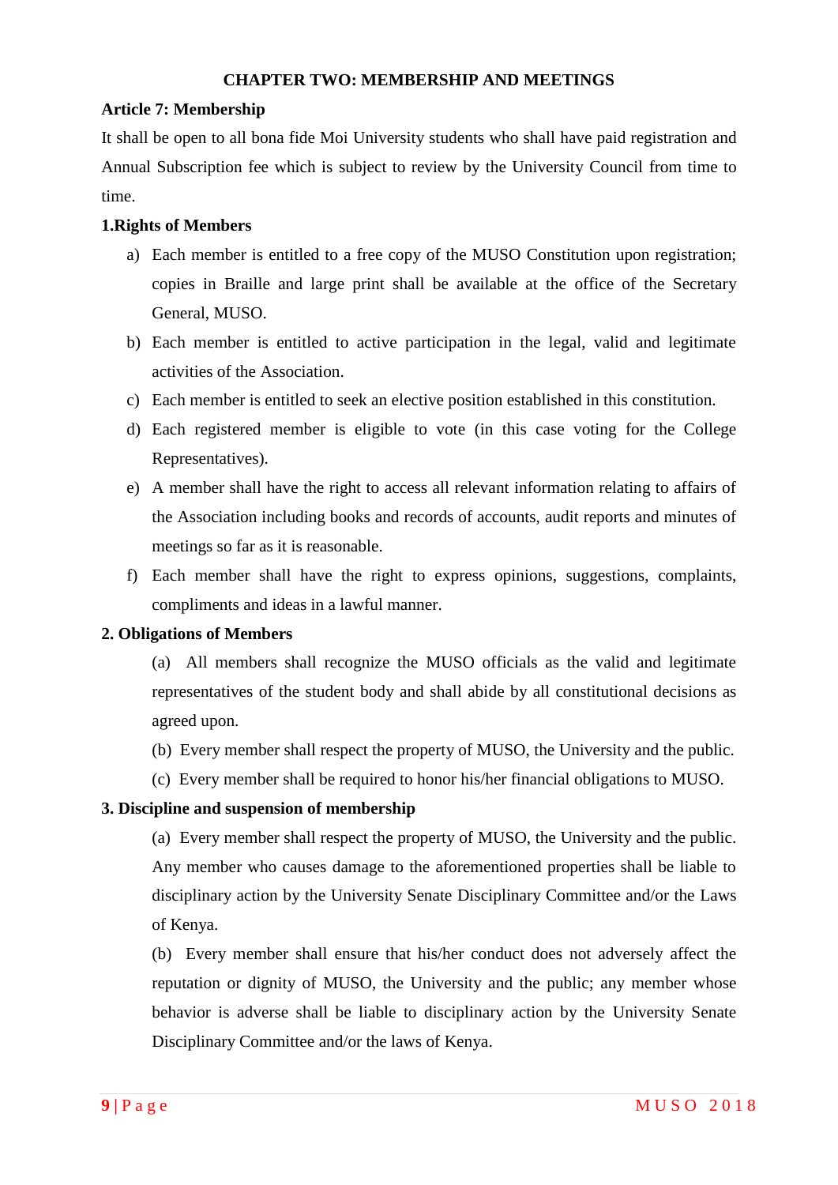## CHAPTER TWO: MEMBERSHIP AND MEETINGS

### Article 7: Membership

It shall be open to all bona fide Moi University students who shall have paid registration and Annual Subscription fee which is subject to review by the University Council from time to time.

#### 1.Rights of Members

a) Each member is entitled to a free copy of the MUSO Constitution upon registration; copies in Braille and large print shall be available at the office of the Secretary General, MUSO.

b) Each member is entitled to active participation in the legal, valid and legitimate activities of the Association.

c) Each member is entitled to seek an elective position established in this constitution.

d) Each registered member is eligible to vote (in this case voting for the College Representatives).

e) A member shall have the right to access all relevant information relating to affairs of the Association including books and records of accounts, audit reports and minutes of meetings so far as it is reasonable.

f) Each member shall have the right to express opinions, suggestions, complaints, compliments and ideas in a lawful manner.

#### 2. Obligations of Members

(a) All members shall recognize the MUSO officials as the valid and legitimate representatives of the student body and shall abide by all constitutional decisions as agreed upon.

(b) Every member shall respect the property of MUSO, the University and the public.

(c) Every member shall be required to honor his/her financial obligations to MUSO.

#### 3. Discipline and suspension of membership

(a) Every member shall respect the property of MUSO, the University and the public. Any member who causes damage to the aforementioned properties shall be liable to disciplinary action by the University Senate Disciplinary Committee and/or the Laws of Kenya.

(b) Every member shall ensure that his/her conduct does not adversely affect the reputation or dignity of MUSO, the University and the public; any member whose behavior is adverse shall be liable to disciplinary action by the University Senate Disciplinary Committee and/or the laws of Kenya.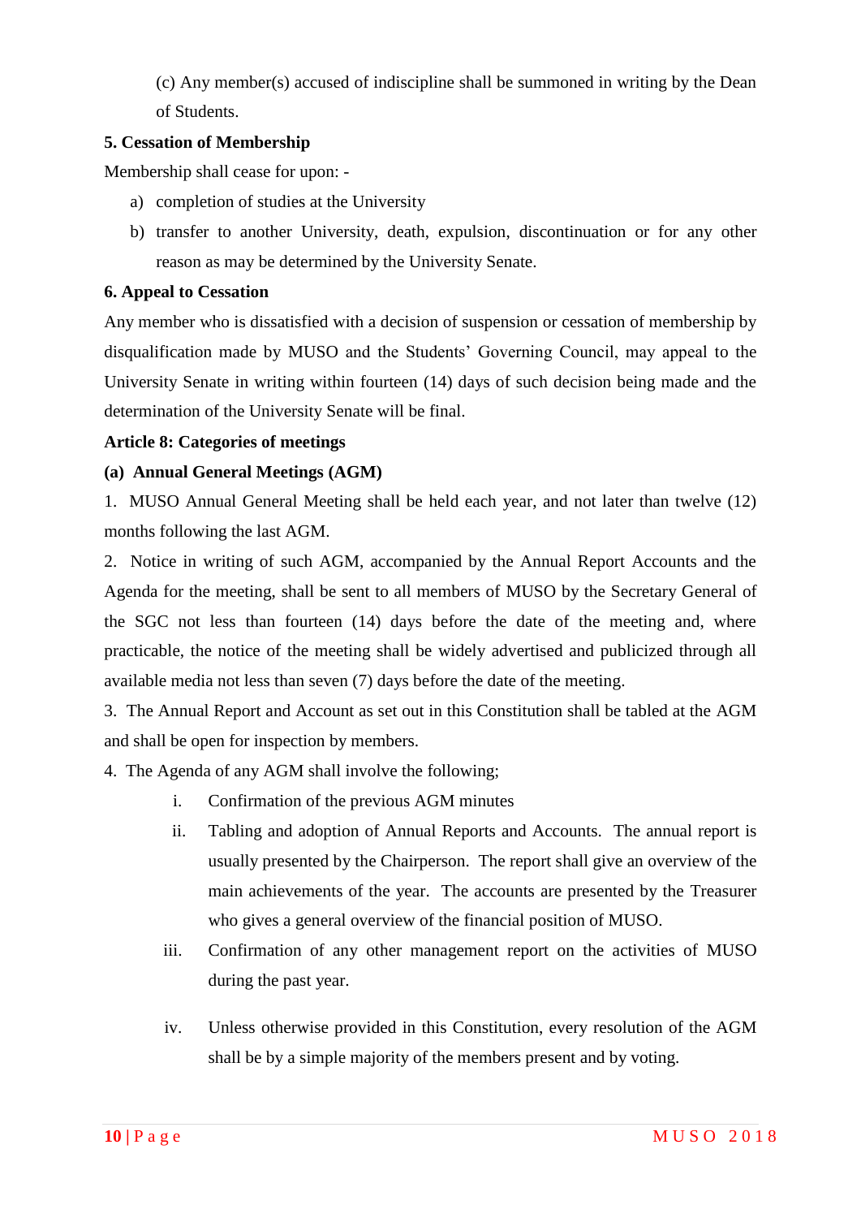(c) Any member(s) accused of indiscipline shall be summoned in writing by the Dean of Students.

**5. Cessation of Membership**

Membership shall cease for upon: -

a) completion of studies at the University
b) transfer to another University, death, expulsion, discontinuation or for any other reason as may be determined by the University Senate.

**6. Appeal to Cessation**

Any member who is dissatisfied with a decision of suspension or cessation of membership by disqualification made by MUSO and the Students' Governing Council, may appeal to the University Senate in writing within fourteen (14) days of such decision being made and the determination of the University Senate will be final.

**Article 8: Categories of meetings**

**(a) Annual General Meetings (AGM)**

1. MUSO Annual General Meeting shall be held each year, and not later than twelve (12) months following the last AGM.

2. Notice in writing of such AGM, accompanied by the Annual Report Accounts and the Agenda for the meeting, shall be sent to all members of MUSO by the Secretary General of the SGC not less than fourteen (14) days before the date of the meeting and, where practicable, the notice of the meeting shall be widely advertised and publicized through all available media not less than seven (7) days before the date of the meeting.

3. The Annual Report and Account as set out in this Constitution shall be tabled at the AGM and shall be open for inspection by members.

4. The Agenda of any AGM shall involve the following;

   i. Confirmation of the previous AGM minutes
   ii. Tabling and adoption of Annual Reports and Accounts. The annual report is usually presented by the Chairperson. The report shall give an overview of the main achievements of the year. The accounts are presented by the Treasurer who gives a general overview of the financial position of MUSO.
   iii. Confirmation of any other management report on the activities of MUSO during the past year.
   iv. Unless otherwise provided in this Constitution, every resolution of the AGM shall be by a simple majority of the members present and by voting.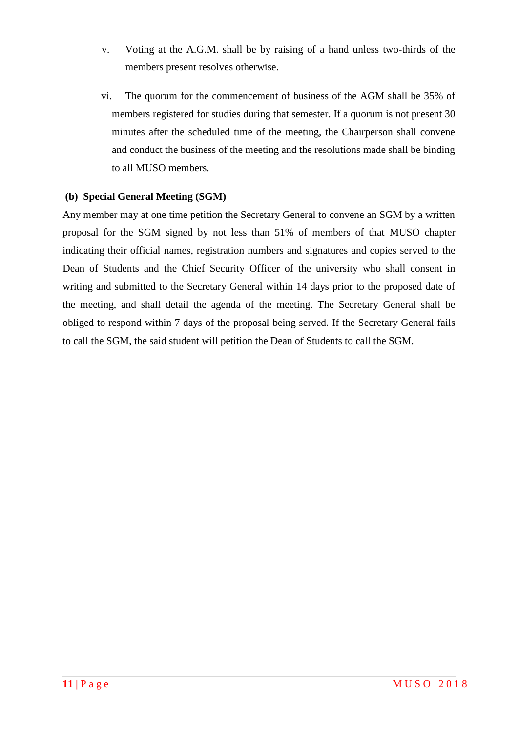v. Voting at the A.G.M. shall be by raising of a hand unless two-thirds of the members present resolves otherwise.

vi. The quorum for the commencement of business of the AGM shall be 35% of members registered for studies during that semester. If a quorum is not present 30 minutes after the scheduled time of the meeting, the Chairperson shall convene and conduct the business of the meeting and the resolutions made shall be binding to all MUSO members.

**(b) Special General Meeting (SGM)**

Any member may at one time petition the Secretary General to convene an SGM by a written proposal for the SGM signed by not less than 51% of members of that MUSO chapter indicating their official names, registration numbers and signatures and copies served to the Dean of Students and the Chief Security Officer of the university who shall consent in writing and submitted to the Secretary General within 14 days prior to the proposed date of the meeting, and shall detail the agenda of the meeting. The Secretary General shall be obliged to respond within 7 days of the proposal being served. If the Secretary General fails to call the SGM, the said student will petition the Dean of Students to call the SGM.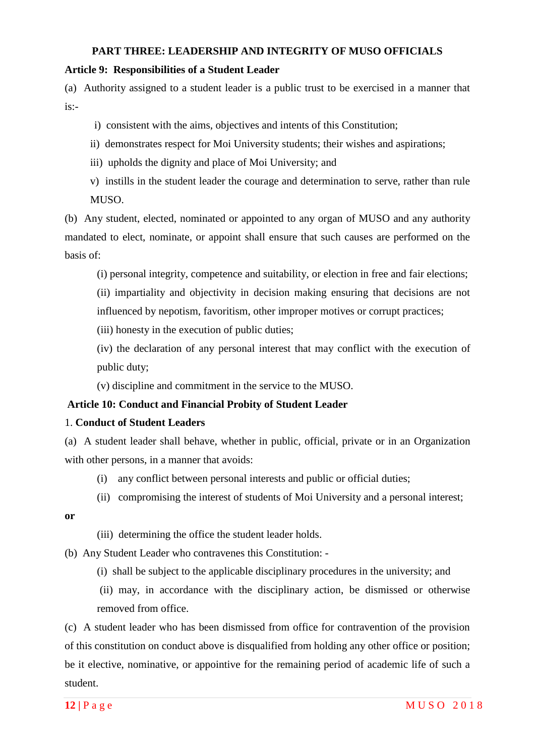## PART THREE: LEADERSHIP AND INTEGRITY OF MUSO OFFICIALS

### Article 9: Responsibilities of a Student Leader

(a) Authority assigned to a student leader is a public trust to be exercised in a manner that is:-

i) consistent with the aims, objectives and intents of this Constitution;

ii) demonstrates respect for Moi University students; their wishes and aspirations;

iii) upholds the dignity and place of Moi University; and

v) instills in the student leader the courage and determination to serve, rather than rule MUSO.

(b) Any student, elected, nominated or appointed to any organ of MUSO and any authority mandated to elect, nominate, or appoint shall ensure that such causes are performed on the basis of:

(i) personal integrity, competence and suitability, or election in free and fair elections;

(ii) impartiality and objectivity in decision making ensuring that decisions are not influenced by nepotism, favoritism, other improper motives or corrupt practices;

(iii) honesty in the execution of public duties;

(iv) the declaration of any personal interest that may conflict with the execution of public duty;

(v) discipline and commitment in the service to the MUSO.

### Article 10: Conduct and Financial Probity of Student Leader

1. **Conduct of Student Leaders**

(a) A student leader shall behave, whether in public, official, private or in an Organization with other persons, in a manner that avoids:

(i) any conflict between personal interests and public or official duties;

(ii) compromising the interest of students of Moi University and a personal interest;

**or**

(iii) determining the office the student leader holds.

(b) Any Student Leader who contravenes this Constitution: -

(i) shall be subject to the applicable disciplinary procedures in the university; and

(ii) may, in accordance with the disciplinary action, be dismissed or otherwise removed from office.

(c) A student leader who has been dismissed from office for contravention of the provision of this constitution on conduct above is disqualified from holding any other office or position; be it elective, nominative, or appointive for the remaining period of academic life of such a student.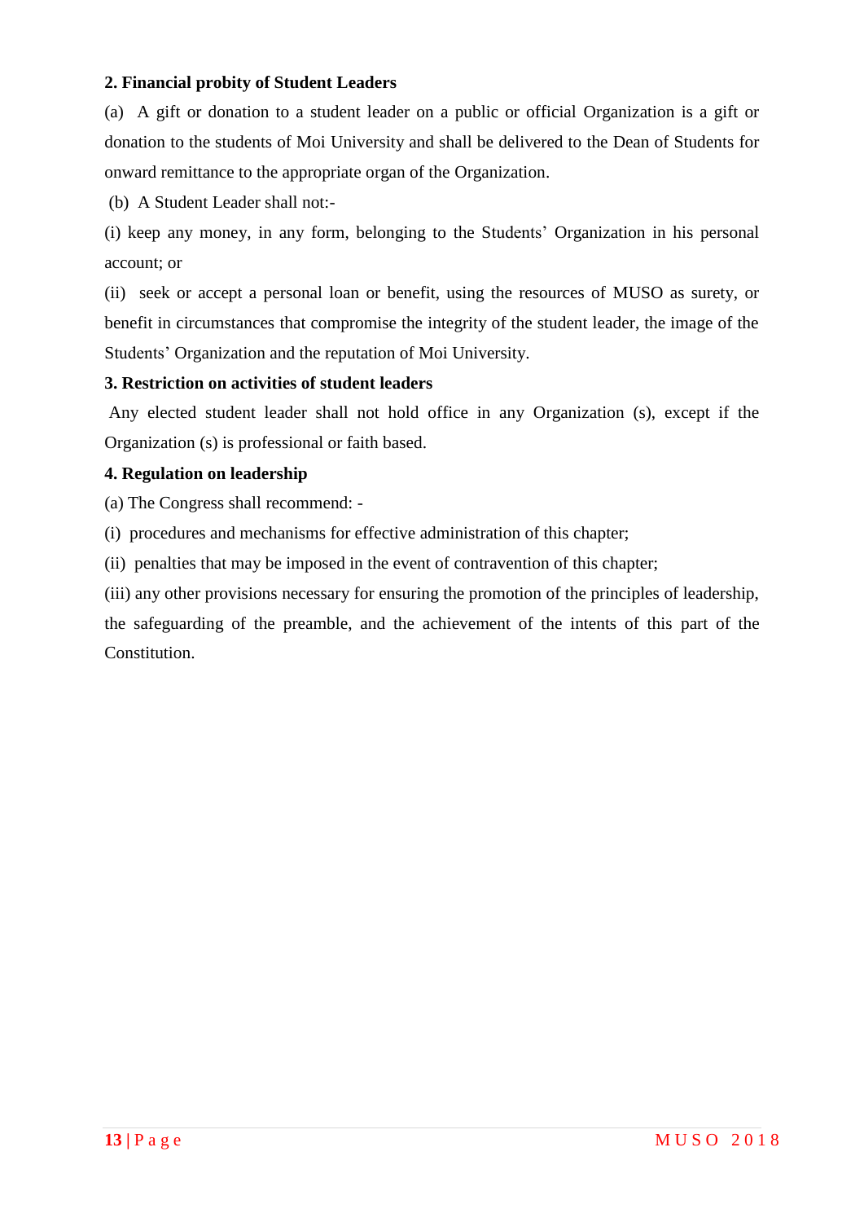**2. Financial probity of Student Leaders**

(a) A gift or donation to a student leader on a public or official Organization is a gift or donation to the students of Moi University and shall be delivered to the Dean of Students for onward remittance to the appropriate organ of the Organization.

(b) A Student Leader shall not:-

(i) keep any money, in any form, belonging to the Students' Organization in his personal account; or

(ii) seek or accept a personal loan or benefit, using the resources of MUSO as surety, or benefit in circumstances that compromise the integrity of the student leader, the image of the Students' Organization and the reputation of Moi University.

**3. Restriction on activities of student leaders**

Any elected student leader shall not hold office in any Organization (s), except if the Organization (s) is professional or faith based.

**4. Regulation on leadership**

(a) The Congress shall recommend: -

(i) procedures and mechanisms for effective administration of this chapter;

(ii) penalties that may be imposed in the event of contravention of this chapter;

(iii) any other provisions necessary for ensuring the promotion of the principles of leadership, the safeguarding of the preamble, and the achievement of the intents of this part of the Constitution.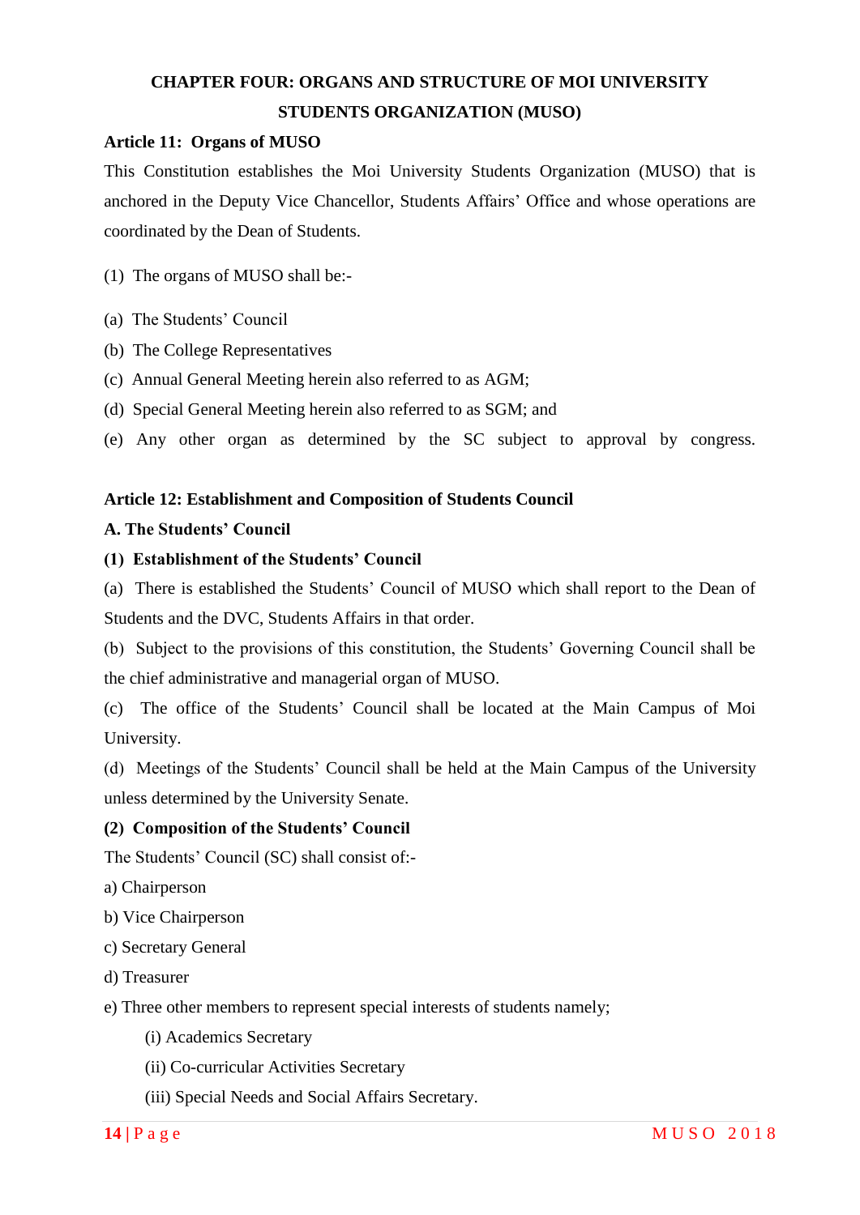# CHAPTER FOUR: ORGANS AND STRUCTURE OF MOI UNIVERSITY STUDENTS ORGANIZATION (MUSO)

## Article 11: Organs of MUSO

This Constitution establishes the Moi University Students Organization (MUSO) that is anchored in the Deputy Vice Chancellor, Students Affairs' Office and whose operations are coordinated by the Dean of Students.

(1) The organs of MUSO shall be:-

(a) The Students' Council

(b) The College Representatives

(c) Annual General Meeting herein also referred to as AGM;

(d) Special General Meeting herein also referred to as SGM; and

(e) Any other organ as determined by the SC subject to approval by congress.

## Article 12: Establishment and Composition of Students Council

### A. The Students' Council

**(1) Establishment of the Students' Council**

(a) There is established the Students' Council of MUSO which shall report to the Dean of Students and the DVC, Students Affairs in that order.

(b) Subject to the provisions of this constitution, the Students' Governing Council shall be the chief administrative and managerial organ of MUSO.

(c) The office of the Students' Council shall be located at the Main Campus of Moi University.

(d) Meetings of the Students' Council shall be held at the Main Campus of the University unless determined by the University Senate.

**(2) Composition of the Students' Council**

The Students' Council (SC) shall consist of:-

a) Chairperson

b) Vice Chairperson

c) Secretary General

d) Treasurer

e) Three other members to represent special interests of students namely;

(i) Academics Secretary

(ii) Co-curricular Activities Secretary

(iii) Special Needs and Social Affairs Secretary.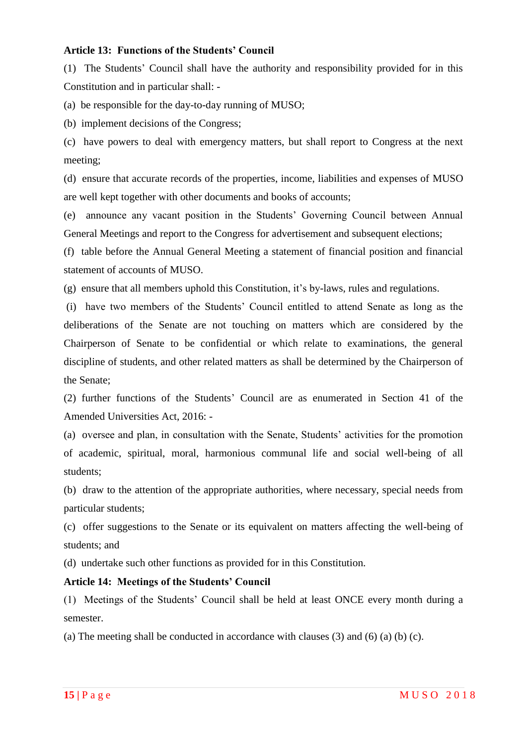**Article 13: Functions of the Students' Council**

(1) The Students' Council shall have the authority and responsibility provided for in this Constitution and in particular shall: -

(a) be responsible for the day-to-day running of MUSO;

(b) implement decisions of the Congress;

(c) have powers to deal with emergency matters, but shall report to Congress at the next meeting;

(d) ensure that accurate records of the properties, income, liabilities and expenses of MUSO are well kept together with other documents and books of accounts;

(e) announce any vacant position in the Students' Governing Council between Annual General Meetings and report to the Congress for advertisement and subsequent elections;

(f) table before the Annual General Meeting a statement of financial position and financial statement of accounts of MUSO.

(g) ensure that all members uphold this Constitution, it's by-laws, rules and regulations.

(i) have two members of the Students' Council entitled to attend Senate as long as the deliberations of the Senate are not touching on matters which are considered by the Chairperson of Senate to be confidential or which relate to examinations, the general discipline of students, and other related matters as shall be determined by the Chairperson of the Senate;

(2) further functions of the Students' Council are as enumerated in Section 41 of the Amended Universities Act, 2016: -

(a) oversee and plan, in consultation with the Senate, Students' activities for the promotion of academic, spiritual, moral, harmonious communal life and social well-being of all students;

(b) draw to the attention of the appropriate authorities, where necessary, special needs from particular students;

(c) offer suggestions to the Senate or its equivalent on matters affecting the well-being of students; and

(d) undertake such other functions as provided for in this Constitution.

**Article 14: Meetings of the Students' Council**

(1) Meetings of the Students' Council shall be held at least ONCE every month during a semester.

(a) The meeting shall be conducted in accordance with clauses (3) and (6) (a) (b) (c).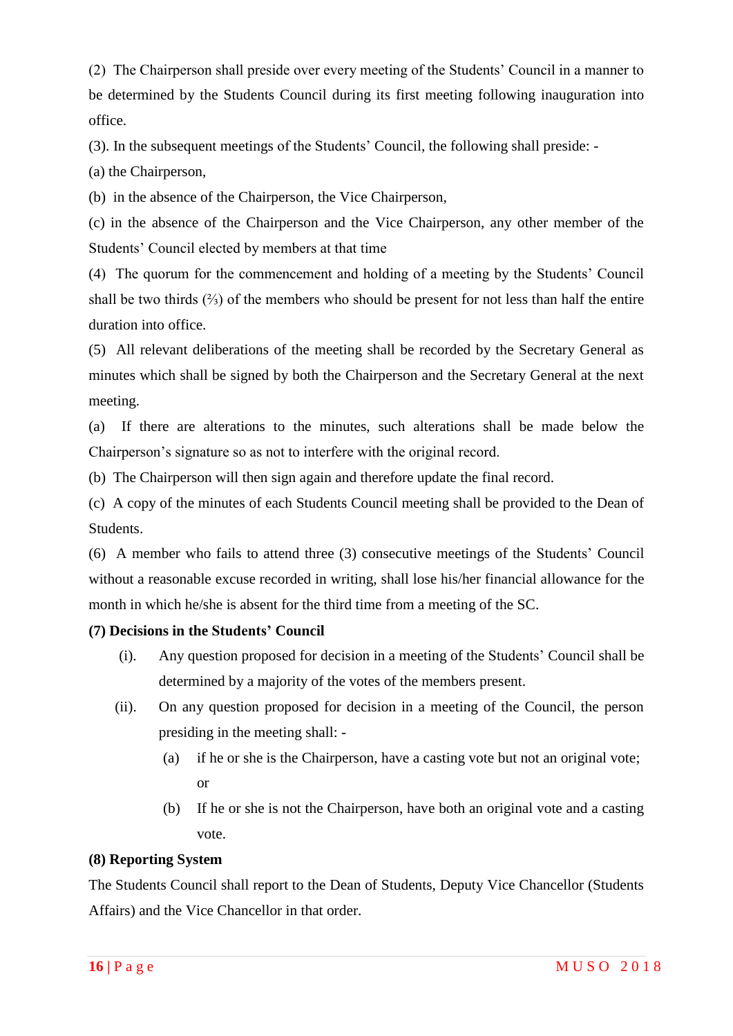(2) The Chairperson shall preside over every meeting of the Students' Council in a manner to be determined by the Students Council during its first meeting following inauguration into office.

(3). In the subsequent meetings of the Students' Council, the following shall preside: -

(a) the Chairperson,

(b) in the absence of the Chairperson, the Vice Chairperson,

(c) in the absence of the Chairperson and the Vice Chairperson, any other member of the Students' Council elected by members at that time

(4) The quorum for the commencement and holding of a meeting by the Students' Council shall be two thirds (⅔) of the members who should be present for not less than half the entire duration into office.

(5) All relevant deliberations of the meeting shall be recorded by the Secretary General as minutes which shall be signed by both the Chairperson and the Secretary General at the next meeting.

(a) If there are alterations to the minutes, such alterations shall be made below the Chairperson's signature so as not to interfere with the original record.

(b) The Chairperson will then sign again and therefore update the final record.

(c) A copy of the minutes of each Students Council meeting shall be provided to the Dean of Students.

(6) A member who fails to attend three (3) consecutive meetings of the Students' Council without a reasonable excuse recorded in writing, shall lose his/her financial allowance for the month in which he/she is absent for the third time from a meeting of the SC.

**(7) Decisions in the Students' Council**

(i). Any question proposed for decision in a meeting of the Students' Council shall be determined by a majority of the votes of the members present.

(ii). On any question proposed for decision in a meeting of the Council, the person presiding in the meeting shall: -

- (a) if he or she is the Chairperson, have a casting vote but not an original vote; or
- (b) If he or she is not the Chairperson, have both an original vote and a casting vote.

**(8) Reporting System**

The Students Council shall report to the Dean of Students, Deputy Vice Chancellor (Students Affairs) and the Vice Chancellor in that order.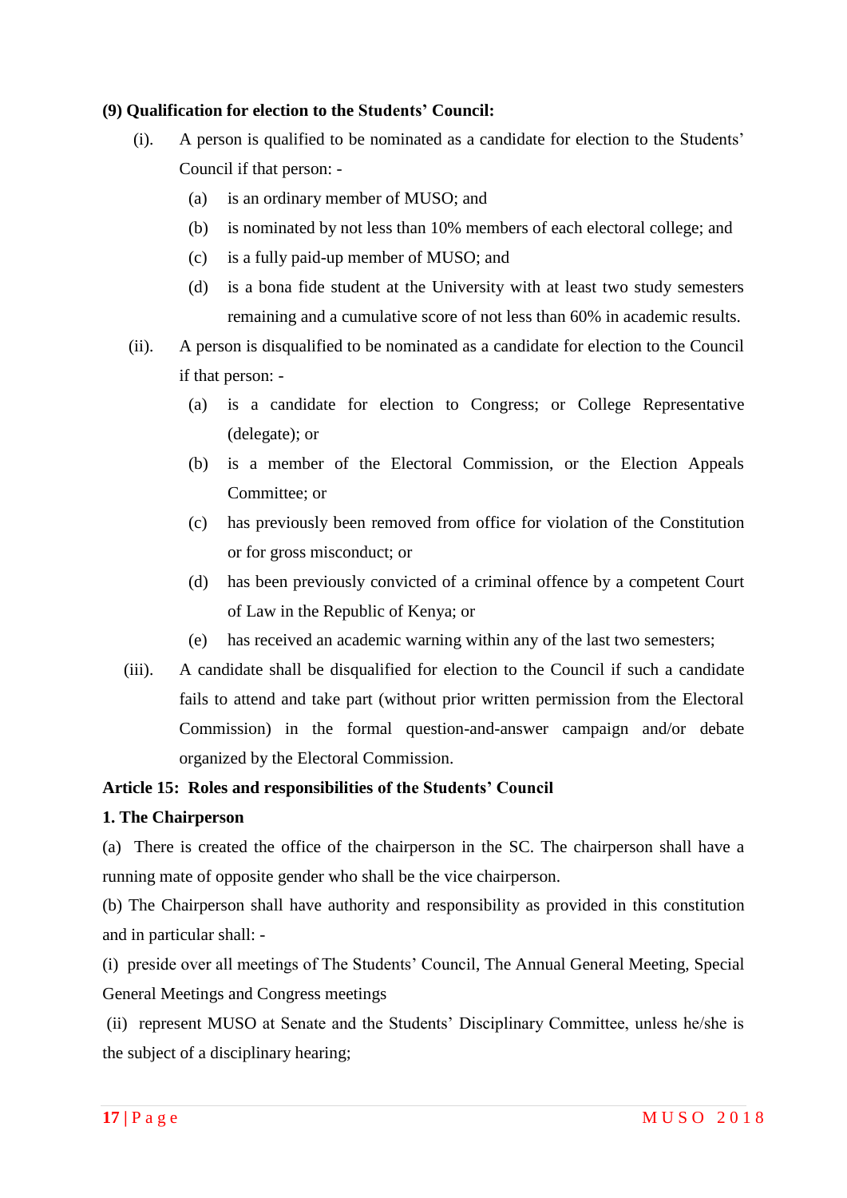**(9) Qualification for election to the Students' Council:**

(i). A person is qualified to be nominated as a candidate for election to the Students' Council if that person: -

  (a) is an ordinary member of MUSO; and

  (b) is nominated by not less than 10% members of each electoral college; and

  (c) is a fully paid-up member of MUSO; and

  (d) is a bona fide student at the University with at least two study semesters remaining and a cumulative score of not less than 60% in academic results.

(ii). A person is disqualified to be nominated as a candidate for election to the Council if that person: -

  (a) is a candidate for election to Congress; or College Representative (delegate); or

  (b) is a member of the Electoral Commission, or the Election Appeals Committee; or

  (c) has previously been removed from office for violation of the Constitution or for gross misconduct; or

  (d) has been previously convicted of a criminal offence by a competent Court of Law in the Republic of Kenya; or

  (e) has received an academic warning within any of the last two semesters;

(iii). A candidate shall be disqualified for election to the Council if such a candidate fails to attend and take part (without prior written permission from the Electoral Commission) in the formal question-and-answer campaign and/or debate organized by the Electoral Commission.

**Article 15: Roles and responsibilities of the Students' Council**

**1. The Chairperson**

(a) There is created the office of the chairperson in the SC. The chairperson shall have a running mate of opposite gender who shall be the vice chairperson.

(b) The Chairperson shall have authority and responsibility as provided in this constitution and in particular shall: -

(i) preside over all meetings of The Students' Council, The Annual General Meeting, Special General Meetings and Congress meetings

(ii) represent MUSO at Senate and the Students' Disciplinary Committee, unless he/she is the subject of a disciplinary hearing;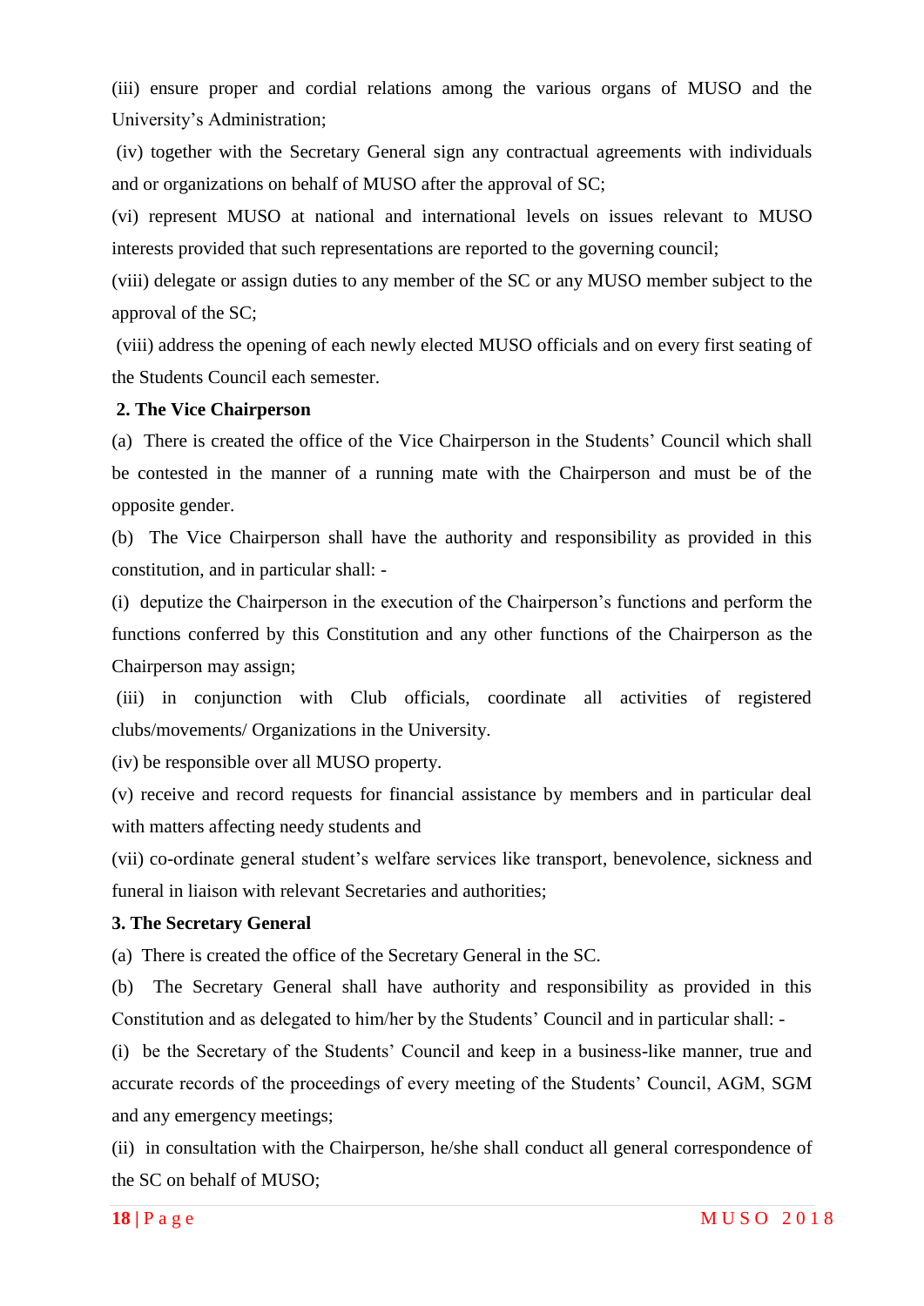(iii) ensure proper and cordial relations among the various organs of MUSO and the University's Administration;

(iv) together with the Secretary General sign any contractual agreements with individuals and or organizations on behalf of MUSO after the approval of SC;

(vi) represent MUSO at national and international levels on issues relevant to MUSO interests provided that such representations are reported to the governing council;

(viii) delegate or assign duties to any member of the SC or any MUSO member subject to the approval of the SC;

(viii) address the opening of each newly elected MUSO officials and on every first seating of the Students Council each semester.

**2. The Vice Chairperson**

(a) There is created the office of the Vice Chairperson in the Students' Council which shall be contested in the manner of a running mate with the Chairperson and must be of the opposite gender.

(b) The Vice Chairperson shall have the authority and responsibility as provided in this constitution, and in particular shall: -

(i) deputize the Chairperson in the execution of the Chairperson's functions and perform the functions conferred by this Constitution and any other functions of the Chairperson as the Chairperson may assign;

(iii) in conjunction with Club officials, coordinate all activities of registered clubs/movements/ Organizations in the University.

(iv) be responsible over all MUSO property.

(v) receive and record requests for financial assistance by members and in particular deal with matters affecting needy students and

(vii) co-ordinate general student's welfare services like transport, benevolence, sickness and funeral in liaison with relevant Secretaries and authorities;

**3. The Secretary General**

(a) There is created the office of the Secretary General in the SC.

(b) The Secretary General shall have authority and responsibility as provided in this Constitution and as delegated to him/her by the Students' Council and in particular shall: -

(i) be the Secretary of the Students' Council and keep in a business-like manner, true and accurate records of the proceedings of every meeting of the Students' Council, AGM, SGM and any emergency meetings;

(ii) in consultation with the Chairperson, he/she shall conduct all general correspondence of the SC on behalf of MUSO;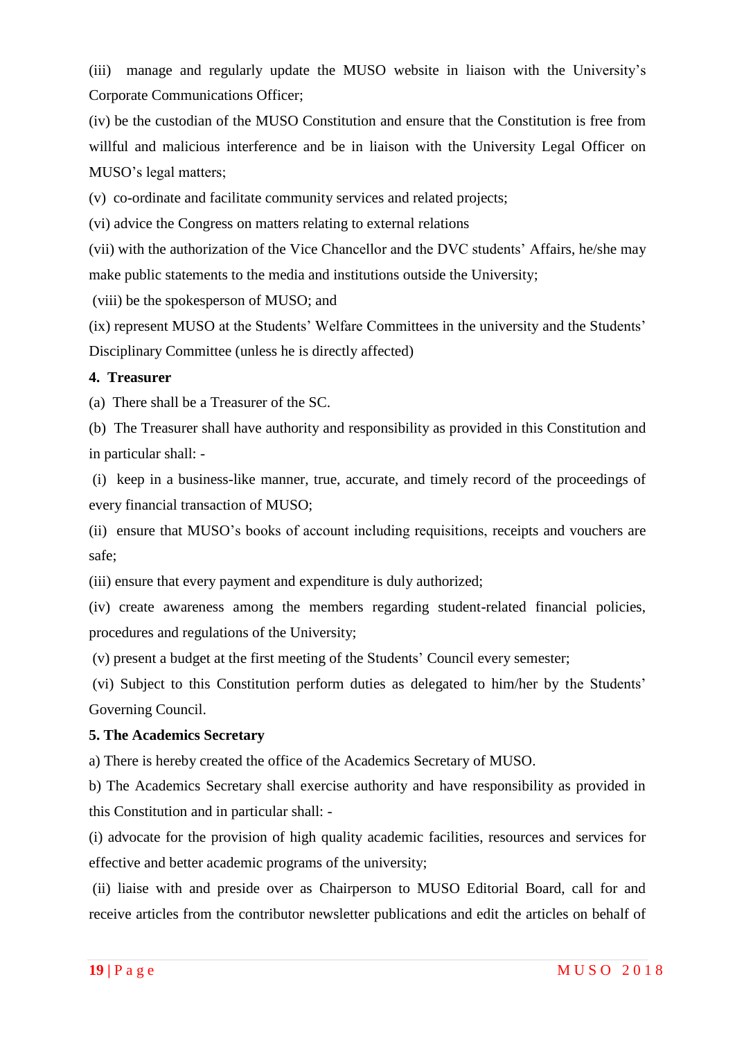(iii) manage and regularly update the MUSO website in liaison with the University's Corporate Communications Officer;

(iv) be the custodian of the MUSO Constitution and ensure that the Constitution is free from willful and malicious interference and be in liaison with the University Legal Officer on MUSO's legal matters;

(v) co-ordinate and facilitate community services and related projects;

(vi) advice the Congress on matters relating to external relations

(vii) with the authorization of the Vice Chancellor and the DVC students' Affairs, he/she may make public statements to the media and institutions outside the University;

(viii) be the spokesperson of MUSO; and

(ix) represent MUSO at the Students' Welfare Committees in the university and the Students' Disciplinary Committee (unless he is directly affected)

**4. Treasurer**

(a) There shall be a Treasurer of the SC.

(b) The Treasurer shall have authority and responsibility as provided in this Constitution and in particular shall: -

(i) keep in a business-like manner, true, accurate, and timely record of the proceedings of every financial transaction of MUSO;

(ii) ensure that MUSO's books of account including requisitions, receipts and vouchers are safe;

(iii) ensure that every payment and expenditure is duly authorized;

(iv) create awareness among the members regarding student-related financial policies, procedures and regulations of the University;

(v) present a budget at the first meeting of the Students' Council every semester;

(vi) Subject to this Constitution perform duties as delegated to him/her by the Students' Governing Council.

**5. The Academics Secretary**

a) There is hereby created the office of the Academics Secretary of MUSO.

b) The Academics Secretary shall exercise authority and have responsibility as provided in this Constitution and in particular shall: -

(i) advocate for the provision of high quality academic facilities, resources and services for effective and better academic programs of the university;

(ii) liaise with and preside over as Chairperson to MUSO Editorial Board, call for and receive articles from the contributor newsletter publications and edit the articles on behalf of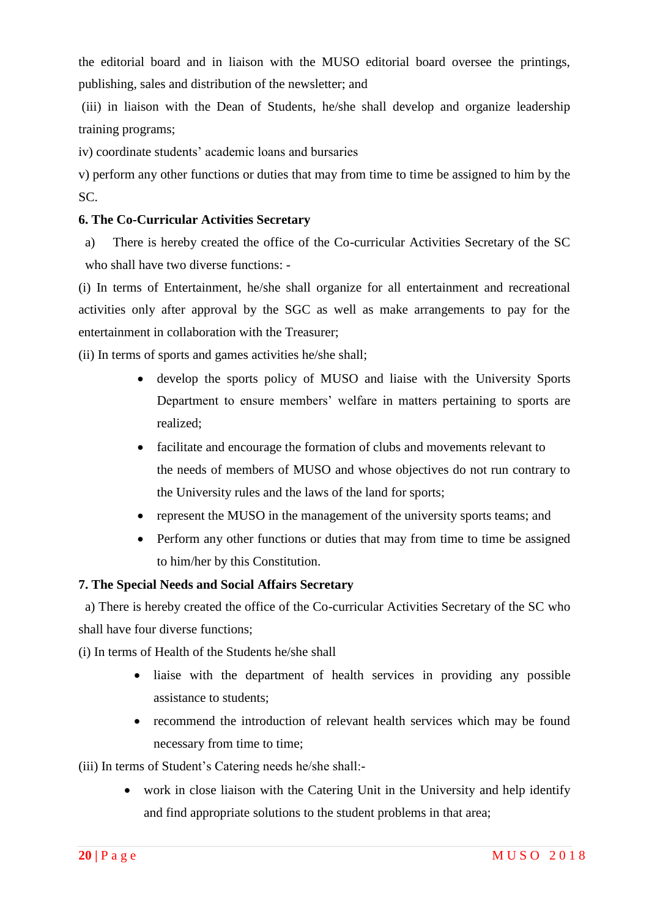the editorial board and in liaison with the MUSO editorial board oversee the printings, publishing, sales and distribution of the newsletter; and

(iii) in liaison with the Dean of Students, he/she shall develop and organize leadership training programs;

iv) coordinate students' academic loans and bursaries

v) perform any other functions or duties that may from time to time be assigned to him by the SC.

**6. The Co-Curricular Activities Secretary**

a) There is hereby created the office of the Co-curricular Activities Secretary of the SC who shall have two diverse functions: -

(i) In terms of Entertainment, he/she shall organize for all entertainment and recreational activities only after approval by the SGC as well as make arrangements to pay for the entertainment in collaboration with the Treasurer;

(ii) In terms of sports and games activities he/she shall;

- develop the sports policy of MUSO and liaise with the University Sports Department to ensure members' welfare in matters pertaining to sports are realized;
- facilitate and encourage the formation of clubs and movements relevant to the needs of members of MUSO and whose objectives do not run contrary to the University rules and the laws of the land for sports;
- represent the MUSO in the management of the university sports teams; and
- Perform any other functions or duties that may from time to time be assigned to him/her by this Constitution.

**7. The Special Needs and Social Affairs Secretary**

a) There is hereby created the office of the Co-curricular Activities Secretary of the SC who shall have four diverse functions;

(i) In terms of Health of the Students he/she shall

- liaise with the department of health services in providing any possible assistance to students;
- recommend the introduction of relevant health services which may be found necessary from time to time;

(iii) In terms of Student's Catering needs he/she shall:-

- work in close liaison with the Catering Unit in the University and help identify and find appropriate solutions to the student problems in that area;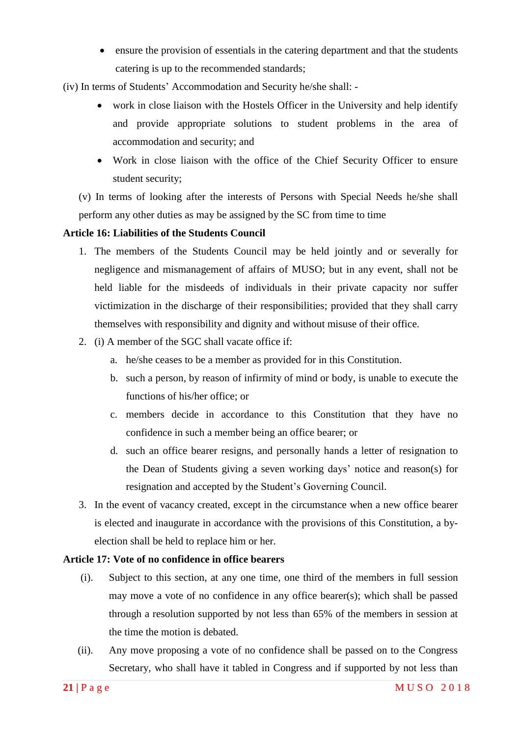- ensure the provision of essentials in the catering department and that the students catering is up to the recommended standards;

(iv) In terms of Students' Accommodation and Security he/she shall: -

- work in close liaison with the Hostels Officer in the University and help identify and provide appropriate solutions to student problems in the area of accommodation and security; and
- Work in close liaison with the office of the Chief Security Officer to ensure student security;

(v) In terms of looking after the interests of Persons with Special Needs he/she shall perform any other duties as may be assigned by the SC from time to time

**Article 16: Liabilities of the Students Council**

1. The members of the Students Council may be held jointly and or severally for negligence and mismanagement of affairs of MUSO; but in any event, shall not be held liable for the misdeeds of individuals in their private capacity nor suffer victimization in the discharge of their responsibilities; provided that they shall carry themselves with responsibility and dignity and without misuse of their office.
2. (i) A member of the SGC shall vacate office if:
   a. he/she ceases to be a member as provided for in this Constitution.
   b. such a person, by reason of infirmity of mind or body, is unable to execute the functions of his/her office; or
   c. members decide in accordance to this Constitution that they have no confidence in such a member being an office bearer; or
   d. such an office bearer resigns, and personally hands a letter of resignation to the Dean of Students giving a seven working days' notice and reason(s) for resignation and accepted by the Student's Governing Council.
3. In the event of vacancy created, except in the circumstance when a new office bearer is elected and inaugurate in accordance with the provisions of this Constitution, a by-election shall be held to replace him or her.

**Article 17: Vote of no confidence in office bearers**

(i). Subject to this section, at any one time, one third of the members in full session may move a vote of no confidence in any office bearer(s); which shall be passed through a resolution supported by not less than 65% of the members in session at the time the motion is debated.

(ii). Any move proposing a vote of no confidence shall be passed on to the Congress Secretary, who shall have it tabled in Congress and if supported by not less than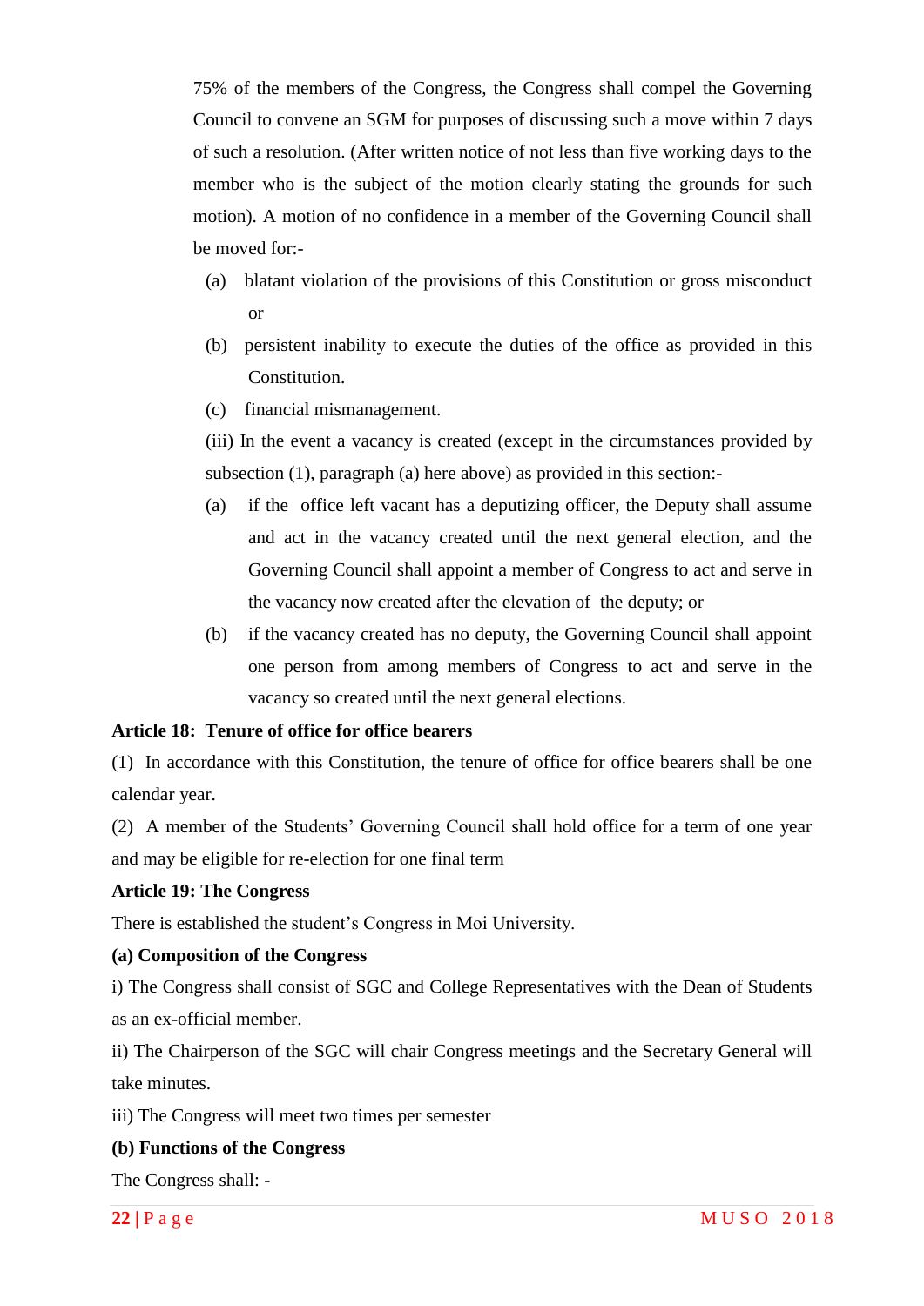75% of the members of the Congress, the Congress shall compel the Governing Council to convene an SGM for purposes of discussing such a move within 7 days of such a resolution. (After written notice of not less than five working days to the member who is the subject of the motion clearly stating the grounds for such motion). A motion of no confidence in a member of the Governing Council shall be moved for:-

(a) blatant violation of the provisions of this Constitution or gross misconduct or

(b) persistent inability to execute the duties of the office as provided in this Constitution.

(c) financial mismanagement.

(iii) In the event a vacancy is created (except in the circumstances provided by subsection (1), paragraph (a) here above) as provided in this section:-

(a) if the office left vacant has a deputizing officer, the Deputy shall assume and act in the vacancy created until the next general election, and the Governing Council shall appoint a member of Congress to act and serve in the vacancy now created after the elevation of the deputy; or

(b) if the vacancy created has no deputy, the Governing Council shall appoint one person from among members of Congress to act and serve in the vacancy so created until the next general elections.

**Article 18: Tenure of office for office bearers**

(1) In accordance with this Constitution, the tenure of office for office bearers shall be one calendar year.

(2) A member of the Students' Governing Council shall hold office for a term of one year and may be eligible for re-election for one final term

**Article 19: The Congress**

There is established the student's Congress in Moi University.

**(a) Composition of the Congress**

i) The Congress shall consist of SGC and College Representatives with the Dean of Students as an ex-official member.

ii) The Chairperson of the SGC will chair Congress meetings and the Secretary General will take minutes.

iii) The Congress will meet two times per semester

**(b) Functions of the Congress**

The Congress shall: -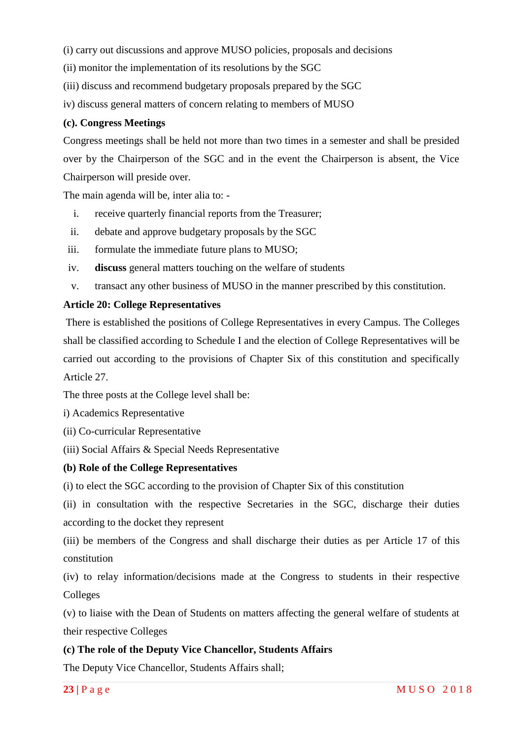(i) carry out discussions and approve MUSO policies, proposals and decisions

(ii) monitor the implementation of its resolutions by the SGC

(iii) discuss and recommend budgetary proposals prepared by the SGC

iv) discuss general matters of concern relating to members of MUSO

**(c). Congress Meetings**

Congress meetings shall be held not more than two times in a semester and shall be presided over by the Chairperson of the SGC and in the event the Chairperson is absent, the Vice Chairperson will preside over.

The main agenda will be, inter alia to: -

i. receive quarterly financial reports from the Treasurer;
ii. debate and approve budgetary proposals by the SGC
iii. formulate the immediate future plans to MUSO;
iv. **discuss** general matters touching on the welfare of students
v. transact any other business of MUSO in the manner prescribed by this constitution.

**Article 20: College Representatives**

There is established the positions of College Representatives in every Campus. The Colleges shall be classified according to Schedule I and the election of College Representatives will be carried out according to the provisions of Chapter Six of this constitution and specifically Article 27.

The three posts at the College level shall be:

i) Academics Representative

(ii) Co-curricular Representative

(iii) Social Affairs & Special Needs Representative

**(b) Role of the College Representatives**

(i) to elect the SGC according to the provision of Chapter Six of this constitution

(ii) in consultation with the respective Secretaries in the SGC, discharge their duties according to the docket they represent

(iii) be members of the Congress and shall discharge their duties as per Article 17 of this constitution

(iv) to relay information/decisions made at the Congress to students in their respective Colleges

(v) to liaise with the Dean of Students on matters affecting the general welfare of students at their respective Colleges

**(c) The role of the Deputy Vice Chancellor, Students Affairs**

The Deputy Vice Chancellor, Students Affairs shall;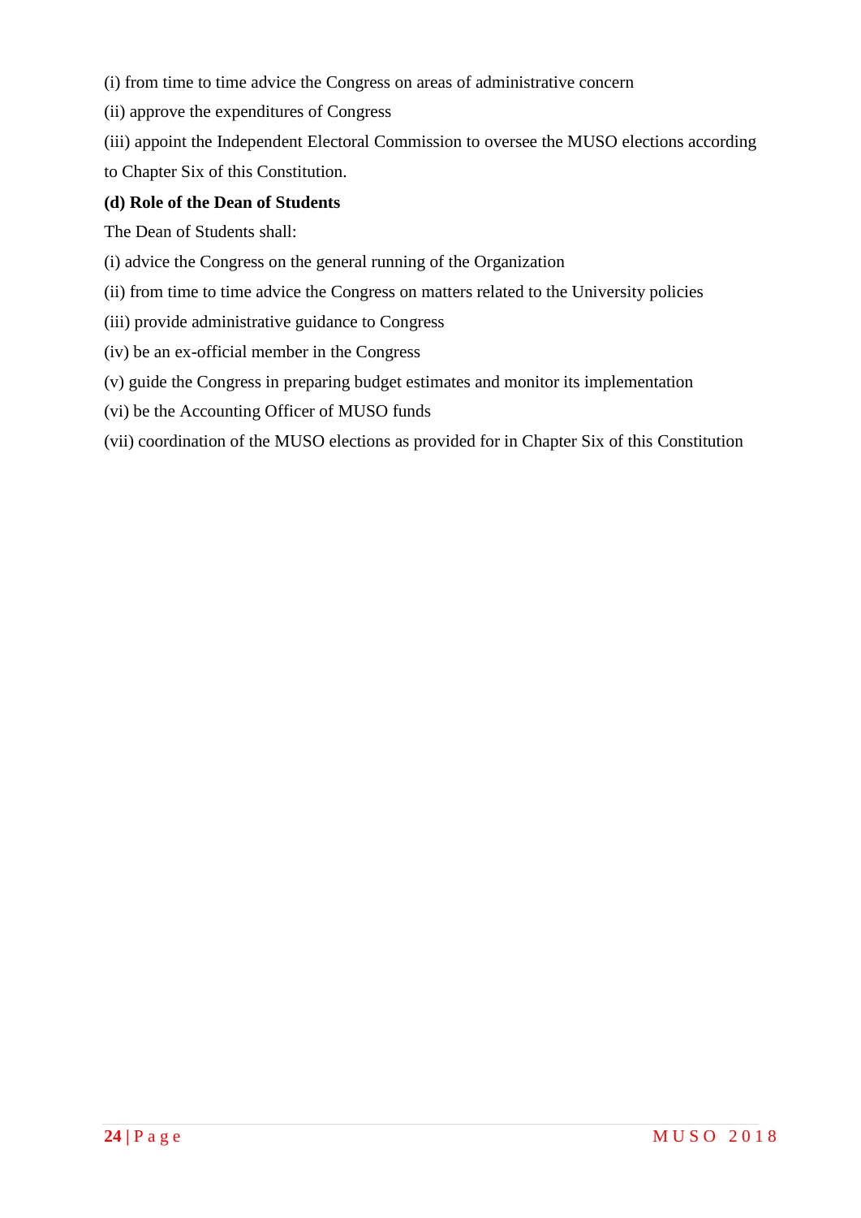(i) from time to time advice the Congress on areas of administrative concern

(ii) approve the expenditures of Congress

(iii) appoint the Independent Electoral Commission to oversee the MUSO elections according to Chapter Six of this Constitution.

**(d) Role of the Dean of Students**

The Dean of Students shall:

(i) advice the Congress on the general running of the Organization

(ii) from time to time advice the Congress on matters related to the University policies

(iii) provide administrative guidance to Congress

(iv) be an ex-official member in the Congress

(v) guide the Congress in preparing budget estimates and monitor its implementation

(vi) be the Accounting Officer of MUSO funds

(vii) coordination of the MUSO elections as provided for in Chapter Six of this Constitution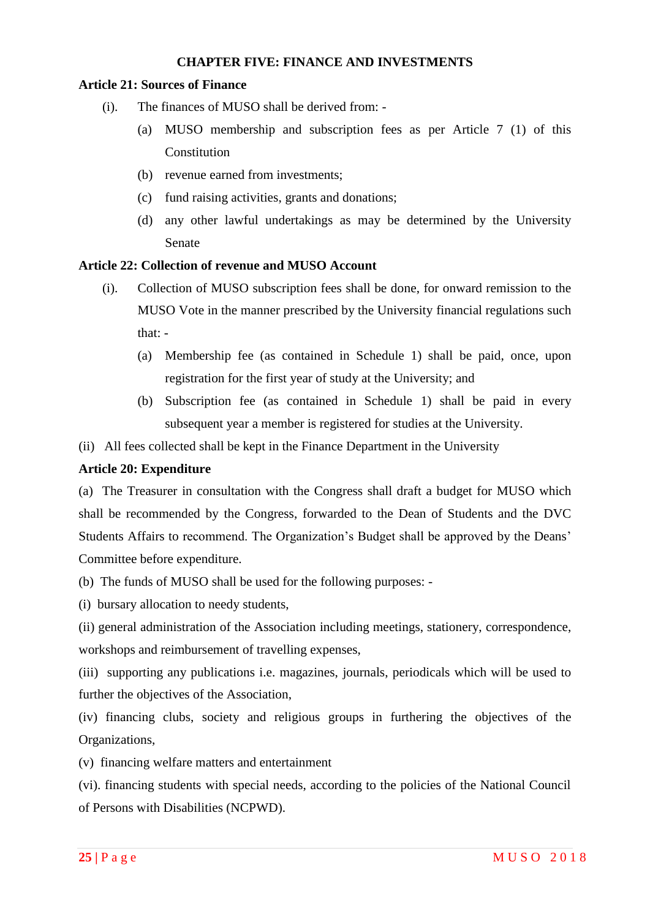## CHAPTER FIVE: FINANCE AND INVESTMENTS

### Article 21: Sources of Finance

(i). The finances of MUSO shall be derived from: -

- (a) MUSO membership and subscription fees as per Article 7 (1) of this Constitution
- (b) revenue earned from investments;
- (c) fund raising activities, grants and donations;
- (d) any other lawful undertakings as may be determined by the University Senate

### Article 22: Collection of revenue and MUSO Account

(i). Collection of MUSO subscription fees shall be done, for onward remission to the MUSO Vote in the manner prescribed by the University financial regulations such that: -

- (a) Membership fee (as contained in Schedule 1) shall be paid, once, upon registration for the first year of study at the University; and
- (b) Subscription fee (as contained in Schedule 1) shall be paid in every subsequent year a member is registered for studies at the University.

(ii) All fees collected shall be kept in the Finance Department in the University

### Article 20: Expenditure

(a) The Treasurer in consultation with the Congress shall draft a budget for MUSO which shall be recommended by the Congress, forwarded to the Dean of Students and the DVC Students Affairs to recommend. The Organization's Budget shall be approved by the Deans' Committee before expenditure.

(b) The funds of MUSO shall be used for the following purposes: -

(i) bursary allocation to needy students,

(ii) general administration of the Association including meetings, stationery, correspondence, workshops and reimbursement of travelling expenses,

(iii) supporting any publications i.e. magazines, journals, periodicals which will be used to further the objectives of the Association,

(iv) financing clubs, society and religious groups in furthering the objectives of the Organizations,

(v) financing welfare matters and entertainment

(vi). financing students with special needs, according to the policies of the National Council of Persons with Disabilities (NCPWD).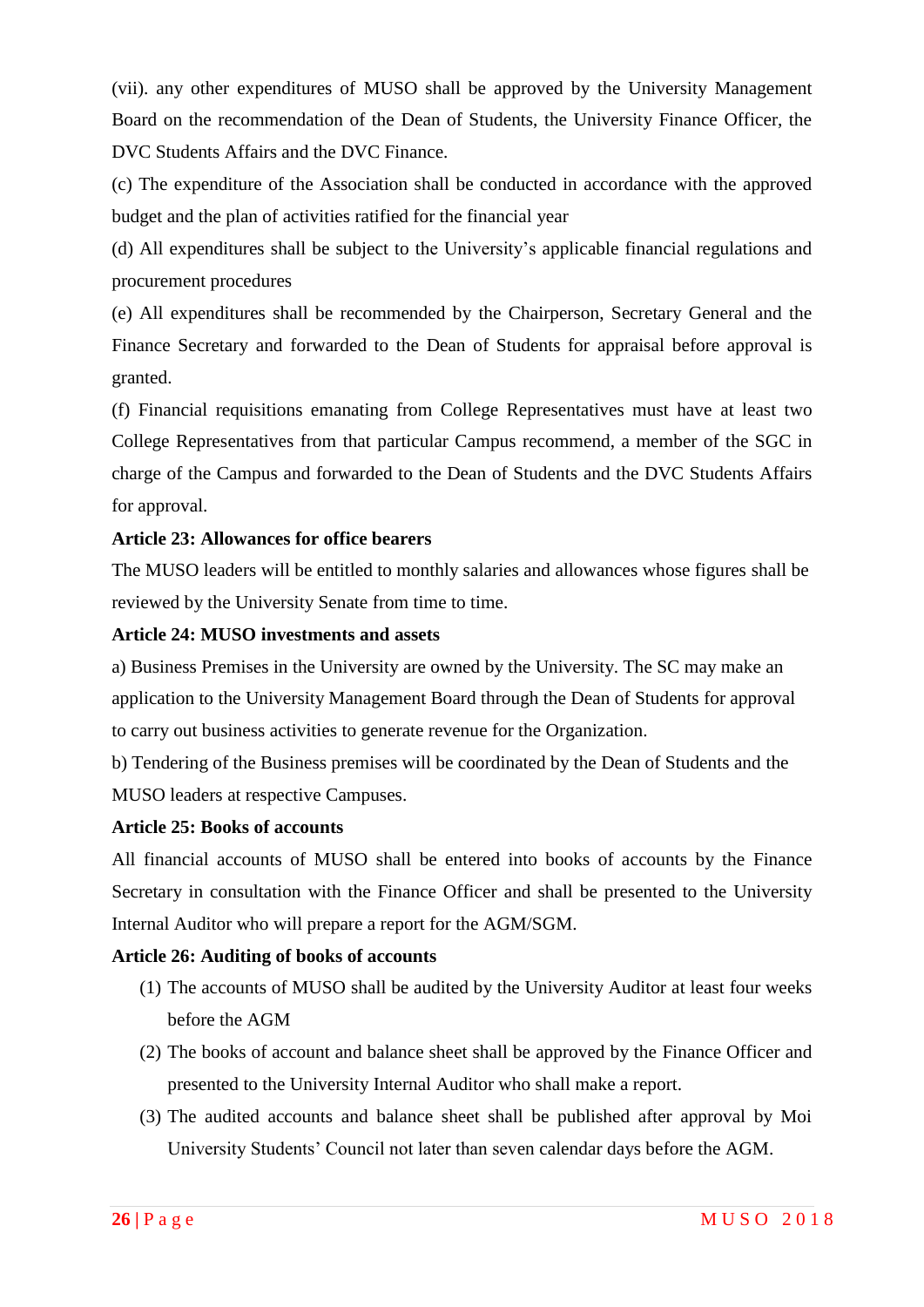(vii). any other expenditures of MUSO shall be approved by the University Management Board on the recommendation of the Dean of Students, the University Finance Officer, the DVC Students Affairs and the DVC Finance.

(c) The expenditure of the Association shall be conducted in accordance with the approved budget and the plan of activities ratified for the financial year

(d) All expenditures shall be subject to the University's applicable financial regulations and procurement procedures

(e) All expenditures shall be recommended by the Chairperson, Secretary General and the Finance Secretary and forwarded to the Dean of Students for appraisal before approval is granted.

(f) Financial requisitions emanating from College Representatives must have at least two College Representatives from that particular Campus recommend, a member of the SGC in charge of the Campus and forwarded to the Dean of Students and the DVC Students Affairs for approval.

**Article 23: Allowances for office bearers**

The MUSO leaders will be entitled to monthly salaries and allowances whose figures shall be reviewed by the University Senate from time to time.

**Article 24: MUSO investments and assets**

a) Business Premises in the University are owned by the University. The SC may make an application to the University Management Board through the Dean of Students for approval to carry out business activities to generate revenue for the Organization.

b) Tendering of the Business premises will be coordinated by the Dean of Students and the MUSO leaders at respective Campuses.

**Article 25: Books of accounts**

All financial accounts of MUSO shall be entered into books of accounts by the Finance Secretary in consultation with the Finance Officer and shall be presented to the University Internal Auditor who will prepare a report for the AGM/SGM.

**Article 26: Auditing of books of accounts**

(1) The accounts of MUSO shall be audited by the University Auditor at least four weeks before the AGM

(2) The books of account and balance sheet shall be approved by the Finance Officer and presented to the University Internal Auditor who shall make a report.

(3) The audited accounts and balance sheet shall be published after approval by Moi University Students' Council not later than seven calendar days before the AGM.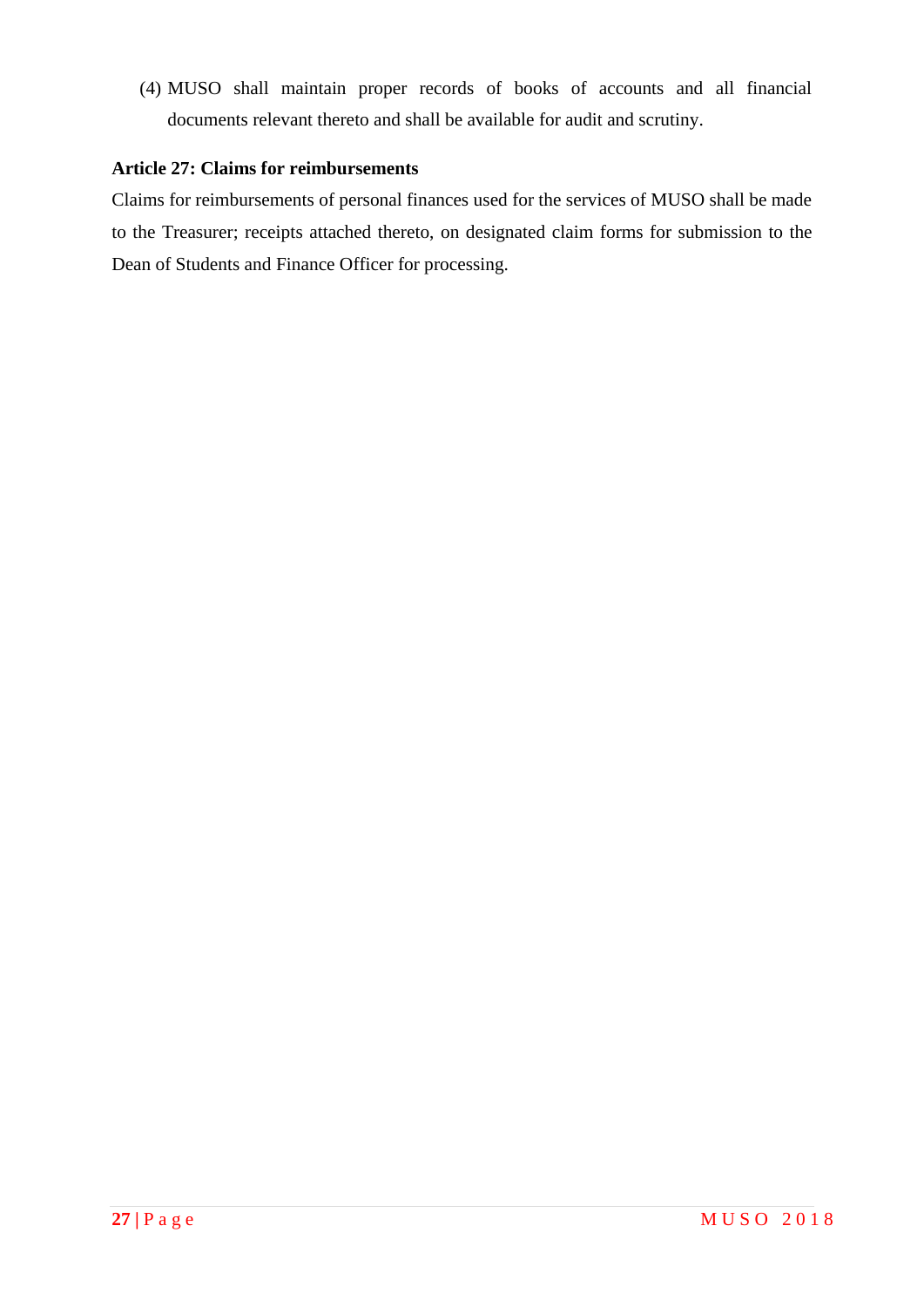(4) MUSO shall maintain proper records of books of accounts and all financial documents relevant thereto and shall be available for audit and scrutiny.

**Article 27: Claims for reimbursements**

Claims for reimbursements of personal finances used for the services of MUSO shall be made to the Treasurer; receipts attached thereto, on designated claim forms for submission to the Dean of Students and Finance Officer for processing.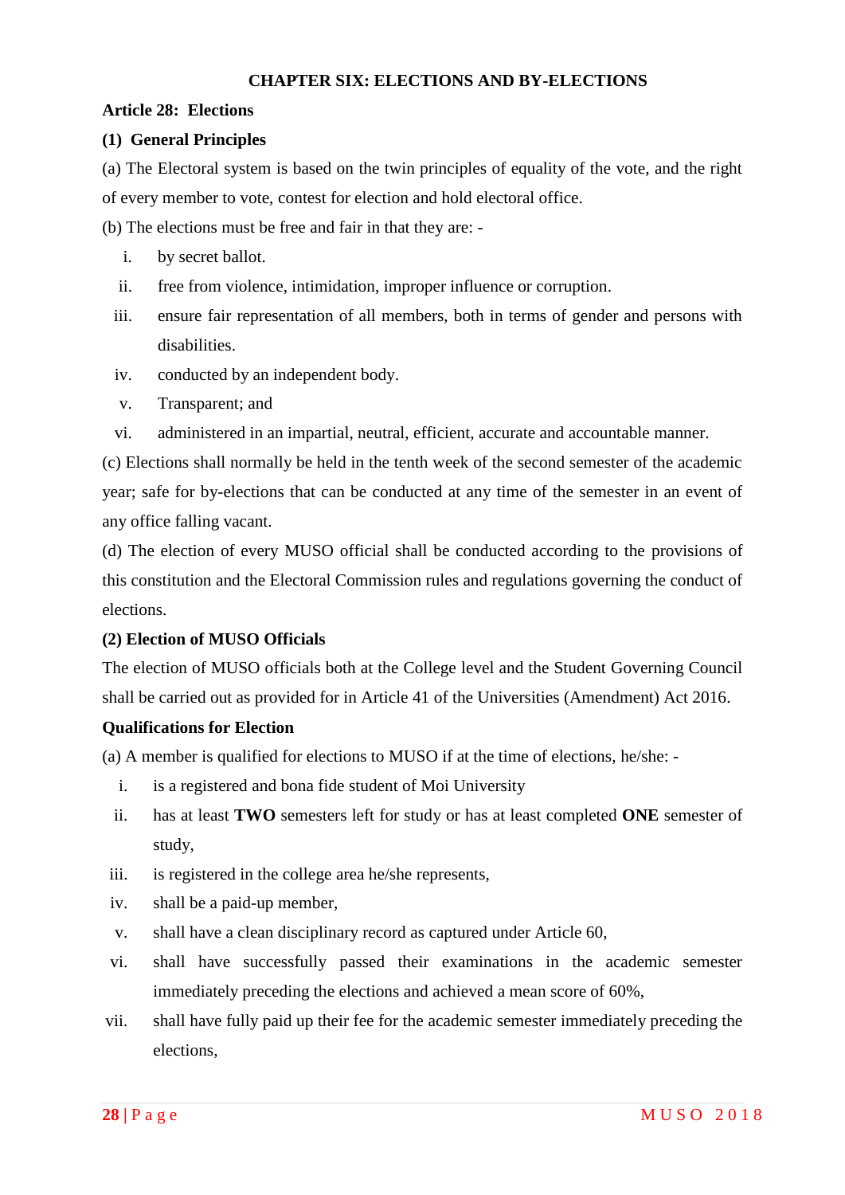# CHAPTER SIX: ELECTIONS AND BY-ELECTIONS

## Article 28: Elections

### (1) General Principles

(a) The Electoral system is based on the twin principles of equality of the vote, and the right of every member to vote, contest for election and hold electoral office.

(b) The elections must be free and fair in that they are: -

i. by secret ballot.
ii. free from violence, intimidation, improper influence or corruption.
iii. ensure fair representation of all members, both in terms of gender and persons with disabilities.
iv. conducted by an independent body.
v. Transparent; and
vi. administered in an impartial, neutral, efficient, accurate and accountable manner.

(c) Elections shall normally be held in the tenth week of the second semester of the academic year; safe for by-elections that can be conducted at any time of the semester in an event of any office falling vacant.

(d) The election of every MUSO official shall be conducted according to the provisions of this constitution and the Electoral Commission rules and regulations governing the conduct of elections.

### (2) Election of MUSO Officials

The election of MUSO officials both at the College level and the Student Governing Council shall be carried out as provided for in Article 41 of the Universities (Amendment) Act 2016.

### Qualifications for Election

(a) A member is qualified for elections to MUSO if at the time of elections, he/she: -

i. is a registered and bona fide student of Moi University
ii. has at least **TWO** semesters left for study or has at least completed **ONE** semester of study,
iii. is registered in the college area he/she represents,
iv. shall be a paid-up member,
v. shall have a clean disciplinary record as captured under Article 60,
vi. shall have successfully passed their examinations in the academic semester immediately preceding the elections and achieved a mean score of 60%,
vii. shall have fully paid up their fee for the academic semester immediately preceding the elections,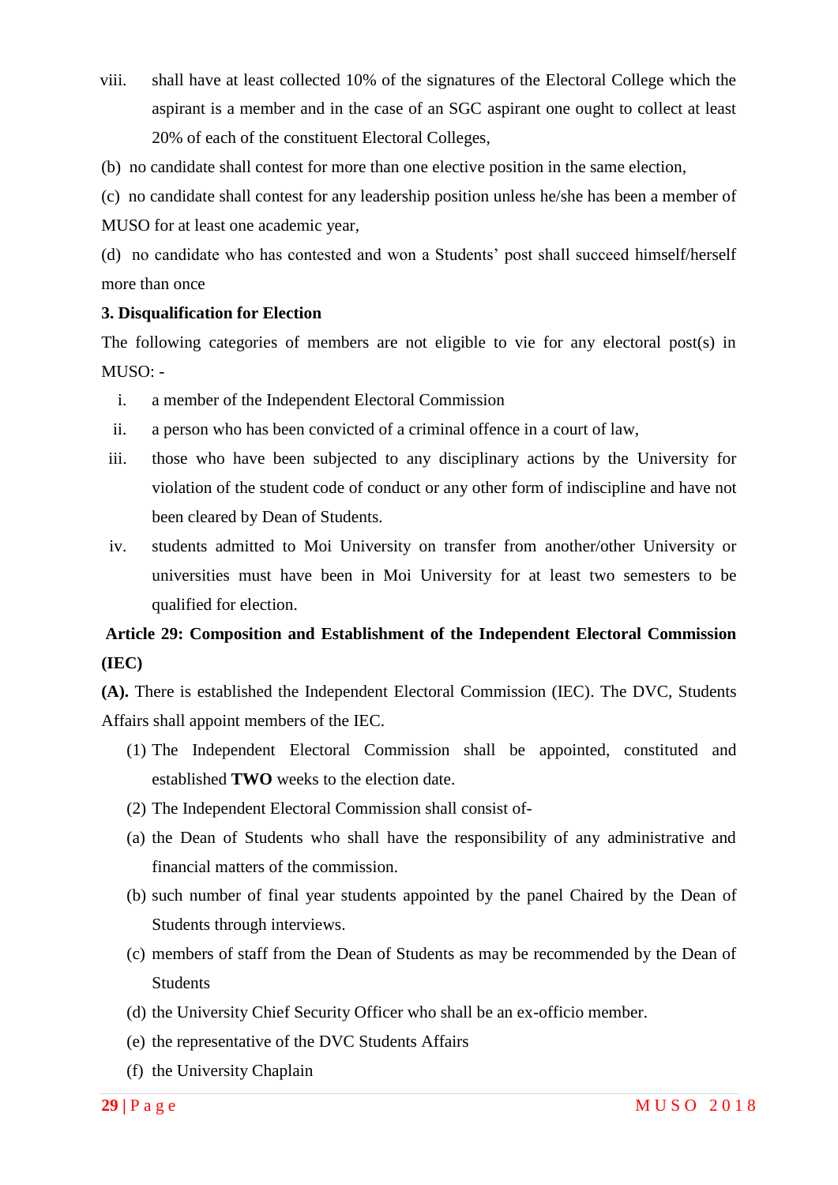viii. shall have at least collected 10% of the signatures of the Electoral College which the aspirant is a member and in the case of an SGC aspirant one ought to collect at least 20% of each of the constituent Electoral Colleges,

(b) no candidate shall contest for more than one elective position in the same election,

(c) no candidate shall contest for any leadership position unless he/she has been a member of MUSO for at least one academic year,

(d) no candidate who has contested and won a Students' post shall succeed himself/herself more than once

**3. Disqualification for Election**

The following categories of members are not eligible to vie for any electoral post(s) in MUSO: -

i. a member of the Independent Electoral Commission

ii. a person who has been convicted of a criminal offence in a court of law,

iii. those who have been subjected to any disciplinary actions by the University for violation of the student code of conduct or any other form of indiscipline and have not been cleared by Dean of Students.

iv. students admitted to Moi University on transfer from another/other University or universities must have been in Moi University for at least two semesters to be qualified for election.

**Article 29: Composition and Establishment of the Independent Electoral Commission (IEC)**

**(A).** There is established the Independent Electoral Commission (IEC). The DVC, Students Affairs shall appoint members of the IEC.

(1) The Independent Electoral Commission shall be appointed, constituted and established **TWO** weeks to the election date.

(2) The Independent Electoral Commission shall consist of-

(a) the Dean of Students who shall have the responsibility of any administrative and financial matters of the commission.

(b) such number of final year students appointed by the panel Chaired by the Dean of Students through interviews.

(c) members of staff from the Dean of Students as may be recommended by the Dean of Students

(d) the University Chief Security Officer who shall be an ex-officio member.

(e) the representative of the DVC Students Affairs

(f) the University Chaplain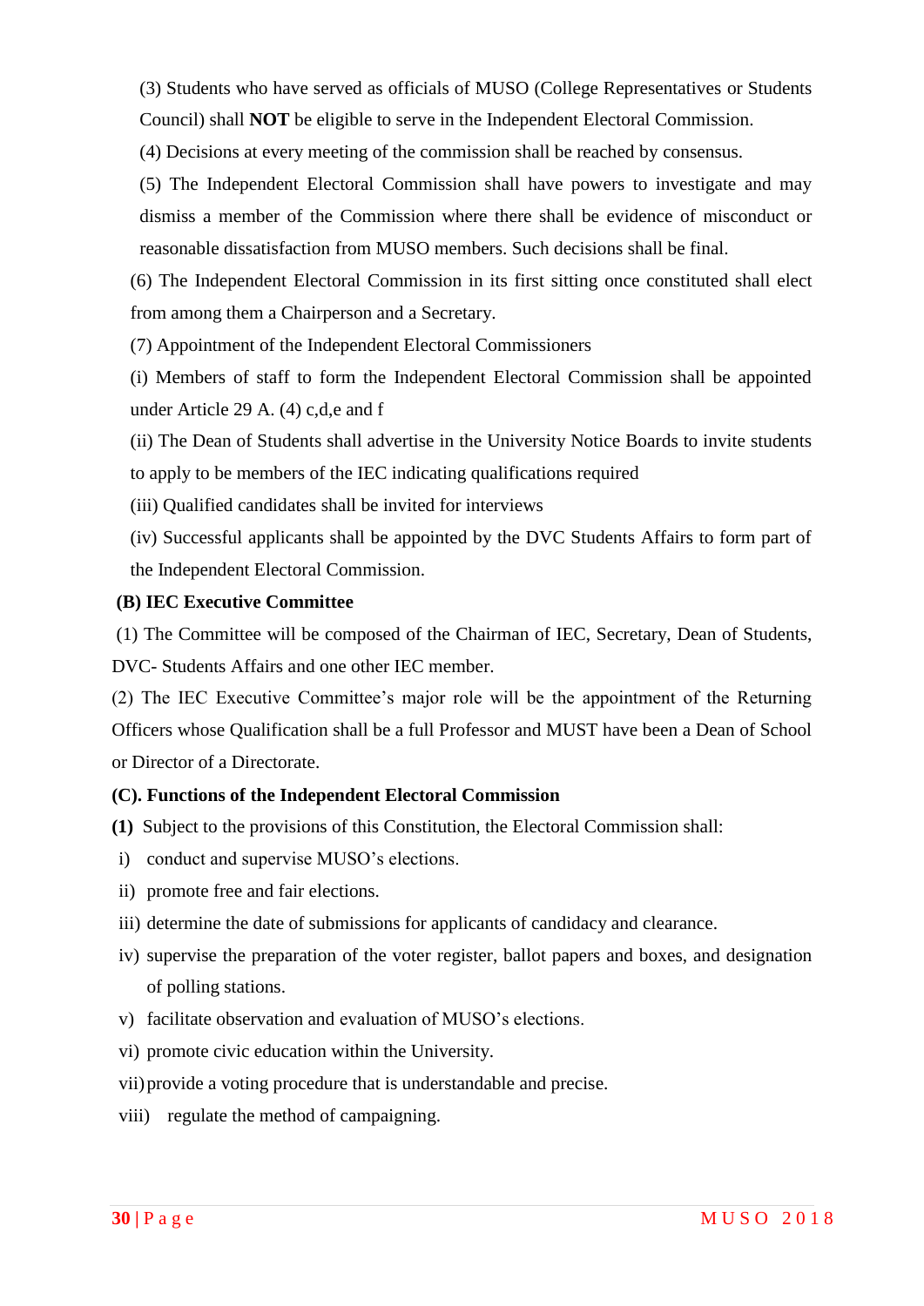(3) Students who have served as officials of MUSO (College Representatives or Students Council) shall **NOT** be eligible to serve in the Independent Electoral Commission.

(4) Decisions at every meeting of the commission shall be reached by consensus.

(5) The Independent Electoral Commission shall have powers to investigate and may dismiss a member of the Commission where there shall be evidence of misconduct or reasonable dissatisfaction from MUSO members. Such decisions shall be final.

(6) The Independent Electoral Commission in its first sitting once constituted shall elect from among them a Chairperson and a Secretary.

(7) Appointment of the Independent Electoral Commissioners

(i) Members of staff to form the Independent Electoral Commission shall be appointed under Article 29 A. (4) c,d,e and f

(ii) The Dean of Students shall advertise in the University Notice Boards to invite students to apply to be members of the IEC indicating qualifications required

(iii) Qualified candidates shall be invited for interviews

(iv) Successful applicants shall be appointed by the DVC Students Affairs to form part of the Independent Electoral Commission.

**(B) IEC Executive Committee**

(1) The Committee will be composed of the Chairman of IEC, Secretary, Dean of Students, DVC- Students Affairs and one other IEC member.

(2) The IEC Executive Committee's major role will be the appointment of the Returning Officers whose Qualification shall be a full Professor and MUST have been a Dean of School or Director of a Directorate.

**(C). Functions of the Independent Electoral Commission**

**(1)** Subject to the provisions of this Constitution, the Electoral Commission shall:

- i) conduct and supervise MUSO's elections.
- ii) promote free and fair elections.
- iii) determine the date of submissions for applicants of candidacy and clearance.
- iv) supervise the preparation of the voter register, ballot papers and boxes, and designation of polling stations.
- v) facilitate observation and evaluation of MUSO's elections.
- vi) promote civic education within the University.
- vii) provide a voting procedure that is understandable and precise.
- viii) regulate the method of campaigning.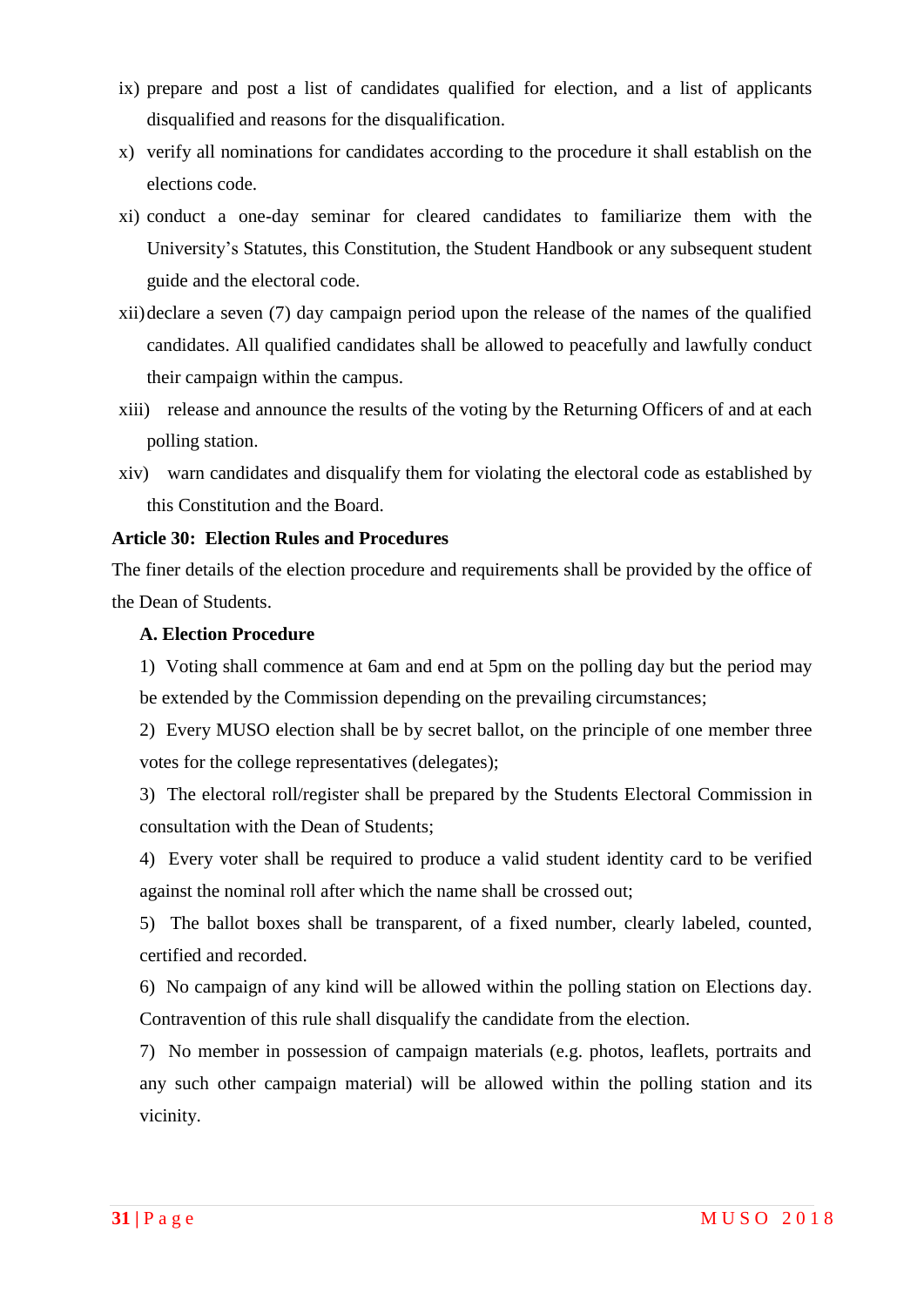ix) prepare and post a list of candidates qualified for election, and a list of applicants disqualified and reasons for the disqualification.

x) verify all nominations for candidates according to the procedure it shall establish on the elections code.

xi) conduct a one-day seminar for cleared candidates to familiarize them with the University's Statutes, this Constitution, the Student Handbook or any subsequent student guide and the electoral code.

xii) declare a seven (7) day campaign period upon the release of the names of the qualified candidates. All qualified candidates shall be allowed to peacefully and lawfully conduct their campaign within the campus.

xiii) release and announce the results of the voting by the Returning Officers of and at each polling station.

xiv) warn candidates and disqualify them for violating the electoral code as established by this Constitution and the Board.

**Article 30: Election Rules and Procedures**

The finer details of the election procedure and requirements shall be provided by the office of the Dean of Students.

**A. Election Procedure**

1) Voting shall commence at 6am and end at 5pm on the polling day but the period may be extended by the Commission depending on the prevailing circumstances;

2) Every MUSO election shall be by secret ballot, on the principle of one member three votes for the college representatives (delegates);

3) The electoral roll/register shall be prepared by the Students Electoral Commission in consultation with the Dean of Students;

4) Every voter shall be required to produce a valid student identity card to be verified against the nominal roll after which the name shall be crossed out;

5) The ballot boxes shall be transparent, of a fixed number, clearly labeled, counted, certified and recorded.

6) No campaign of any kind will be allowed within the polling station on Elections day. Contravention of this rule shall disqualify the candidate from the election.

7) No member in possession of campaign materials (e.g. photos, leaflets, portraits and any such other campaign material) will be allowed within the polling station and its vicinity.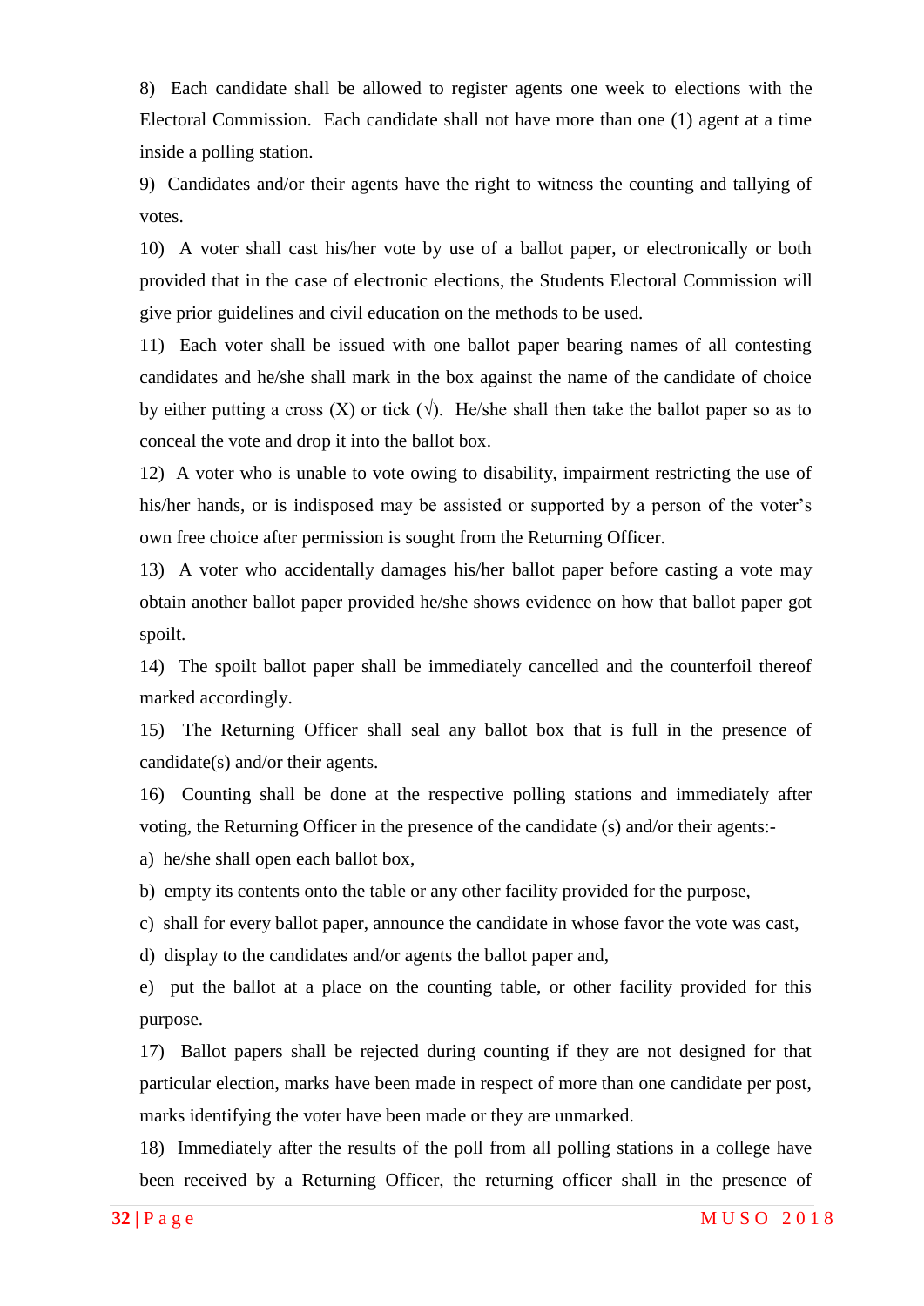8) Each candidate shall be allowed to register agents one week to elections with the Electoral Commission. Each candidate shall not have more than one (1) agent at a time inside a polling station.

9) Candidates and/or their agents have the right to witness the counting and tallying of votes.

10) A voter shall cast his/her vote by use of a ballot paper, or electronically or both provided that in the case of electronic elections, the Students Electoral Commission will give prior guidelines and civil education on the methods to be used.

11) Each voter shall be issued with one ballot paper bearing names of all contesting candidates and he/she shall mark in the box against the name of the candidate of choice by either putting a cross (X) or tick (√). He/she shall then take the ballot paper so as to conceal the vote and drop it into the ballot box.

12) A voter who is unable to vote owing to disability, impairment restricting the use of his/her hands, or is indisposed may be assisted or supported by a person of the voter's own free choice after permission is sought from the Returning Officer.

13) A voter who accidentally damages his/her ballot paper before casting a vote may obtain another ballot paper provided he/she shows evidence on how that ballot paper got spoilt.

14) The spoilt ballot paper shall be immediately cancelled and the counterfoil thereof marked accordingly.

15) The Returning Officer shall seal any ballot box that is full in the presence of candidate(s) and/or their agents.

16) Counting shall be done at the respective polling stations and immediately after voting, the Returning Officer in the presence of the candidate (s) and/or their agents:-

a) he/she shall open each ballot box,

b) empty its contents onto the table or any other facility provided for the purpose,

c) shall for every ballot paper, announce the candidate in whose favor the vote was cast,

d) display to the candidates and/or agents the ballot paper and,

e) put the ballot at a place on the counting table, or other facility provided for this purpose.

17) Ballot papers shall be rejected during counting if they are not designed for that particular election, marks have been made in respect of more than one candidate per post, marks identifying the voter have been made or they are unmarked.

18) Immediately after the results of the poll from all polling stations in a college have been received by a Returning Officer, the returning officer shall in the presence of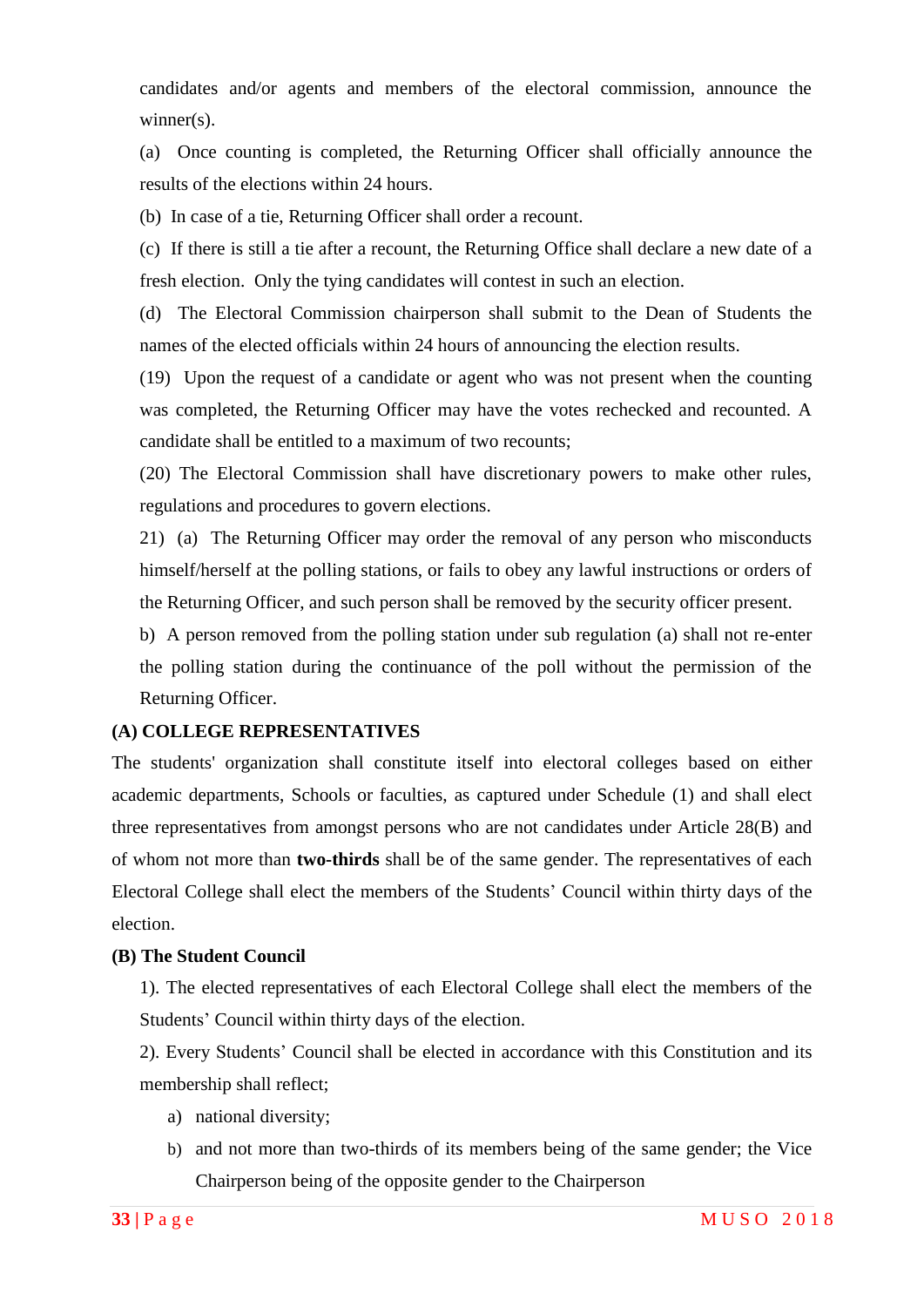candidates and/or agents and members of the electoral commission, announce the winner(s).

(a) Once counting is completed, the Returning Officer shall officially announce the results of the elections within 24 hours.

(b) In case of a tie, Returning Officer shall order a recount.

(c) If there is still a tie after a recount, the Returning Office shall declare a new date of a fresh election. Only the tying candidates will contest in such an election.

(d) The Electoral Commission chairperson shall submit to the Dean of Students the names of the elected officials within 24 hours of announcing the election results.

(19) Upon the request of a candidate or agent who was not present when the counting was completed, the Returning Officer may have the votes rechecked and recounted. A candidate shall be entitled to a maximum of two recounts;

(20) The Electoral Commission shall have discretionary powers to make other rules, regulations and procedures to govern elections.

21) (a) The Returning Officer may order the removal of any person who misconducts himself/herself at the polling stations, or fails to obey any lawful instructions or orders of the Returning Officer, and such person shall be removed by the security officer present.

b) A person removed from the polling station under sub regulation (a) shall not re-enter the polling station during the continuance of the poll without the permission of the Returning Officer.

**(A) COLLEGE REPRESENTATIVES**

The students' organization shall constitute itself into electoral colleges based on either academic departments, Schools or faculties, as captured under Schedule (1) and shall elect three representatives from amongst persons who are not candidates under Article 28(B) and of whom not more than **two-thirds** shall be of the same gender. The representatives of each Electoral College shall elect the members of the Students' Council within thirty days of the election.

**(B) The Student Council**

1). The elected representatives of each Electoral College shall elect the members of the Students' Council within thirty days of the election.

2). Every Students' Council shall be elected in accordance with this Constitution and its membership shall reflect;

a) national diversity;

b) and not more than two-thirds of its members being of the same gender; the Vice Chairperson being of the opposite gender to the Chairperson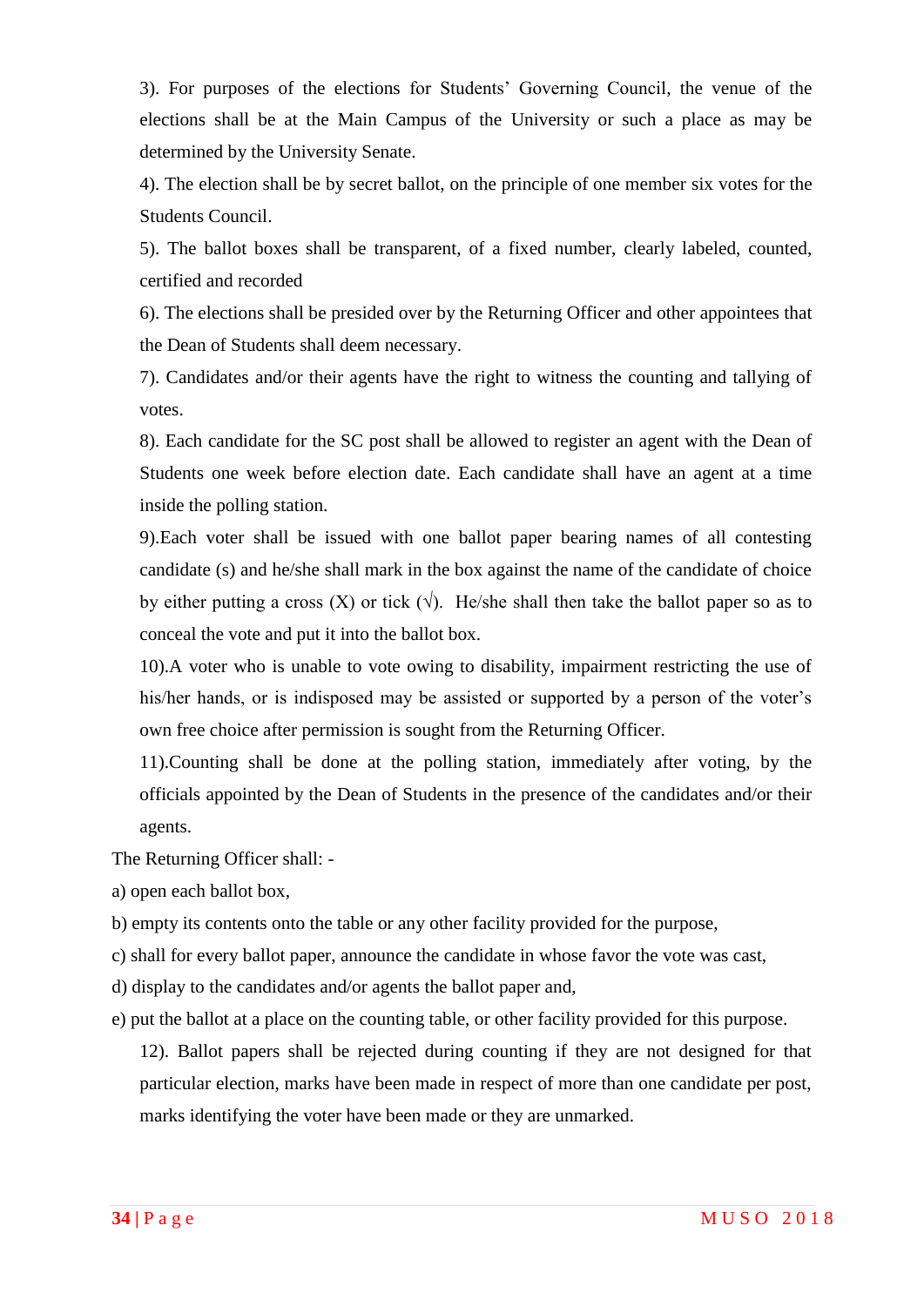3). For purposes of the elections for Students' Governing Council, the venue of the elections shall be at the Main Campus of the University or such a place as may be determined by the University Senate.

4). The election shall be by secret ballot, on the principle of one member six votes for the Students Council.

5). The ballot boxes shall be transparent, of a fixed number, clearly labeled, counted, certified and recorded

6). The elections shall be presided over by the Returning Officer and other appointees that the Dean of Students shall deem necessary.

7). Candidates and/or their agents have the right to witness the counting and tallying of votes.

8). Each candidate for the SC post shall be allowed to register an agent with the Dean of Students one week before election date. Each candidate shall have an agent at a time inside the polling station.

9).Each voter shall be issued with one ballot paper bearing names of all contesting candidate (s) and he/she shall mark in the box against the name of the candidate of choice by either putting a cross (X) or tick (√). He/she shall then take the ballot paper so as to conceal the vote and put it into the ballot box.

10).A voter who is unable to vote owing to disability, impairment restricting the use of his/her hands, or is indisposed may be assisted or supported by a person of the voter's own free choice after permission is sought from the Returning Officer.

11).Counting shall be done at the polling station, immediately after voting, by the officials appointed by the Dean of Students in the presence of the candidates and/or their agents.

The Returning Officer shall: -

a) open each ballot box,

b) empty its contents onto the table or any other facility provided for the purpose,

c) shall for every ballot paper, announce the candidate in whose favor the vote was cast,

d) display to the candidates and/or agents the ballot paper and,

e) put the ballot at a place on the counting table, or other facility provided for this purpose.

12). Ballot papers shall be rejected during counting if they are not designed for that particular election, marks have been made in respect of more than one candidate per post, marks identifying the voter have been made or they are unmarked.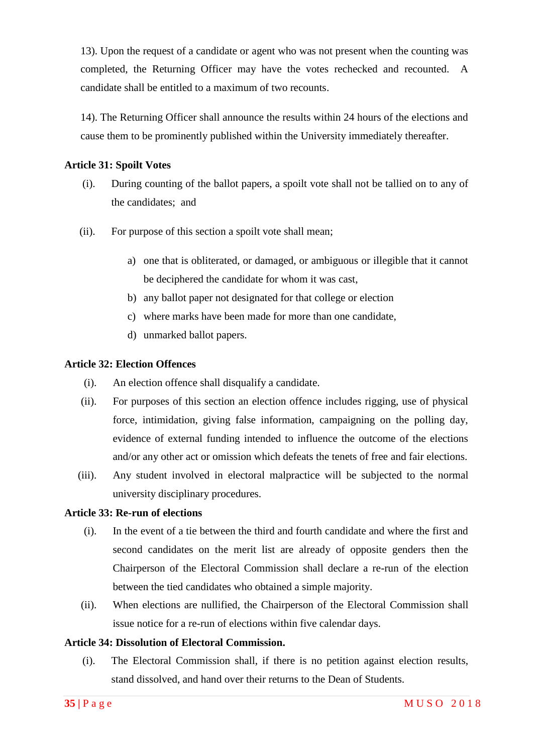13). Upon the request of a candidate or agent who was not present when the counting was completed, the Returning Officer may have the votes rechecked and recounted. A candidate shall be entitled to a maximum of two recounts.

14). The Returning Officer shall announce the results within 24 hours of the elections and cause them to be prominently published within the University immediately thereafter.

**Article 31: Spoilt Votes**

(i). During counting of the ballot papers, a spoilt vote shall not be tallied on to any of the candidates; and

(ii). For purpose of this section a spoilt vote shall mean;

a) one that is obliterated, or damaged, or ambiguous or illegible that it cannot be deciphered the candidate for whom it was cast,
b) any ballot paper not designated for that college or election
c) where marks have been made for more than one candidate,
d) unmarked ballot papers.

**Article 32: Election Offences**

(i). An election offence shall disqualify a candidate.

(ii). For purposes of this section an election offence includes rigging, use of physical force, intimidation, giving false information, campaigning on the polling day, evidence of external funding intended to influence the outcome of the elections and/or any other act or omission which defeats the tenets of free and fair elections.

(iii). Any student involved in electoral malpractice will be subjected to the normal university disciplinary procedures.

**Article 33: Re-run of elections**

(i). In the event of a tie between the third and fourth candidate and where the first and second candidates on the merit list are already of opposite genders then the Chairperson of the Electoral Commission shall declare a re-run of the election between the tied candidates who obtained a simple majority.

(ii). When elections are nullified, the Chairperson of the Electoral Commission shall issue notice for a re-run of elections within five calendar days.

**Article 34: Dissolution of Electoral Commission.**

(i). The Electoral Commission shall, if there is no petition against election results, stand dissolved, and hand over their returns to the Dean of Students.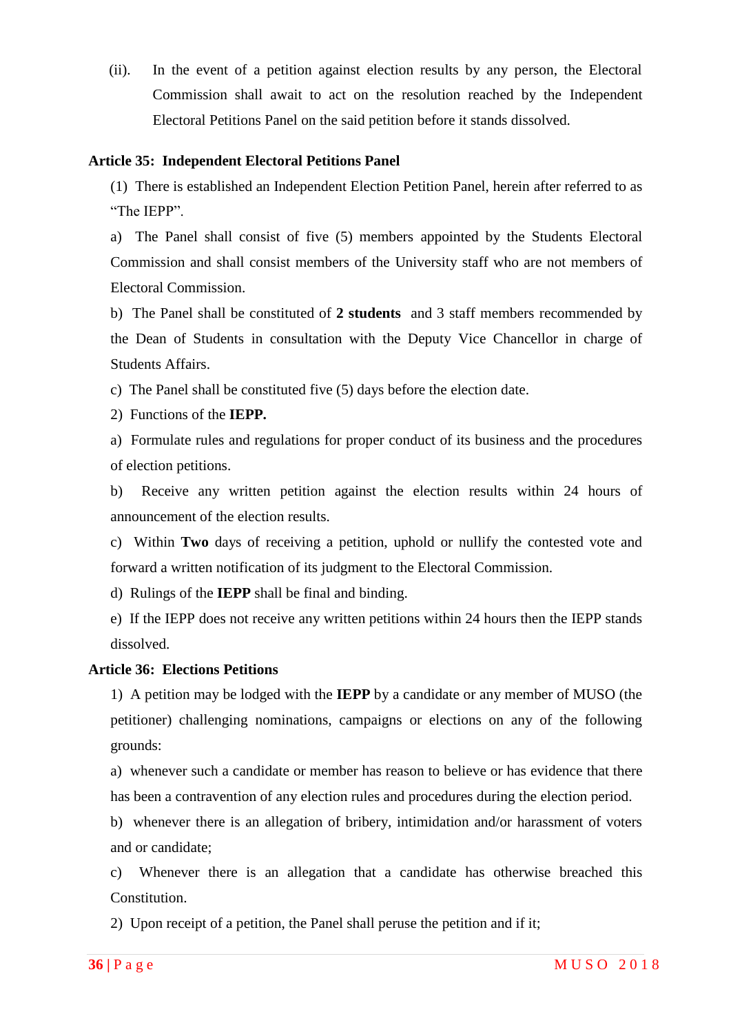(ii). In the event of a petition against election results by any person, the Electoral Commission shall await to act on the resolution reached by the Independent Electoral Petitions Panel on the said petition before it stands dissolved.

**Article 35: Independent Electoral Petitions Panel**

(1) There is established an Independent Election Petition Panel, herein after referred to as "The IEPP".

a) The Panel shall consist of five (5) members appointed by the Students Electoral Commission and shall consist members of the University staff who are not members of Electoral Commission.

b) The Panel shall be constituted of **2 students** and 3 staff members recommended by the Dean of Students in consultation with the Deputy Vice Chancellor in charge of Students Affairs.

c) The Panel shall be constituted five (5) days before the election date.

2) Functions of the **IEPP.**

a) Formulate rules and regulations for proper conduct of its business and the procedures of election petitions.

b) Receive any written petition against the election results within 24 hours of announcement of the election results.

c) Within **Two** days of receiving a petition, uphold or nullify the contested vote and forward a written notification of its judgment to the Electoral Commission.

d) Rulings of the **IEPP** shall be final and binding.

e) If the IEPP does not receive any written petitions within 24 hours then the IEPP stands dissolved.

**Article 36: Elections Petitions**

1) A petition may be lodged with the **IEPP** by a candidate or any member of MUSO (the petitioner) challenging nominations, campaigns or elections on any of the following grounds:

a) whenever such a candidate or member has reason to believe or has evidence that there has been a contravention of any election rules and procedures during the election period.

b) whenever there is an allegation of bribery, intimidation and/or harassment of voters and or candidate;

c) Whenever there is an allegation that a candidate has otherwise breached this Constitution.

2) Upon receipt of a petition, the Panel shall peruse the petition and if it;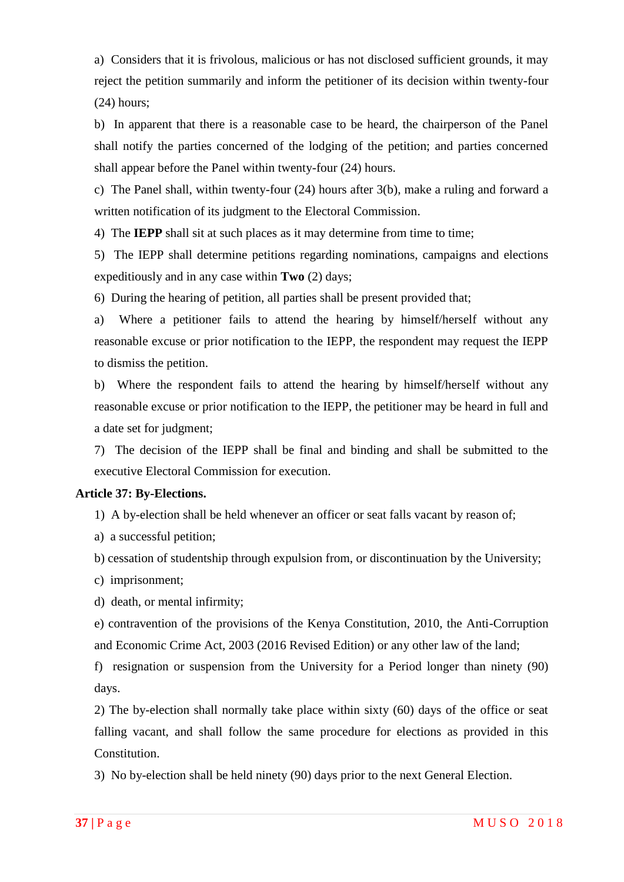a) Considers that it is frivolous, malicious or has not disclosed sufficient grounds, it may reject the petition summarily and inform the petitioner of its decision within twenty-four (24) hours;

b) In apparent that there is a reasonable case to be heard, the chairperson of the Panel shall notify the parties concerned of the lodging of the petition; and parties concerned shall appear before the Panel within twenty-four (24) hours.

c) The Panel shall, within twenty-four (24) hours after 3(b), make a ruling and forward a written notification of its judgment to the Electoral Commission.

4) The **IEPP** shall sit at such places as it may determine from time to time;

5) The IEPP shall determine petitions regarding nominations, campaigns and elections expeditiously and in any case within **Two** (2) days;

6) During the hearing of petition, all parties shall be present provided that;

a) Where a petitioner fails to attend the hearing by himself/herself without any reasonable excuse or prior notification to the IEPP, the respondent may request the IEPP to dismiss the petition.

b) Where the respondent fails to attend the hearing by himself/herself without any reasonable excuse or prior notification to the IEPP, the petitioner may be heard in full and a date set for judgment;

7) The decision of the IEPP shall be final and binding and shall be submitted to the executive Electoral Commission for execution.

**Article 37: By-Elections.**

1) A by-election shall be held whenever an officer or seat falls vacant by reason of;

a) a successful petition;

b) cessation of studentship through expulsion from, or discontinuation by the University;

c) imprisonment;

d) death, or mental infirmity;

e) contravention of the provisions of the Kenya Constitution, 2010, the Anti-Corruption and Economic Crime Act, 2003 (2016 Revised Edition) or any other law of the land;

f) resignation or suspension from the University for a Period longer than ninety (90) days.

2) The by-election shall normally take place within sixty (60) days of the office or seat falling vacant, and shall follow the same procedure for elections as provided in this Constitution.

3) No by-election shall be held ninety (90) days prior to the next General Election.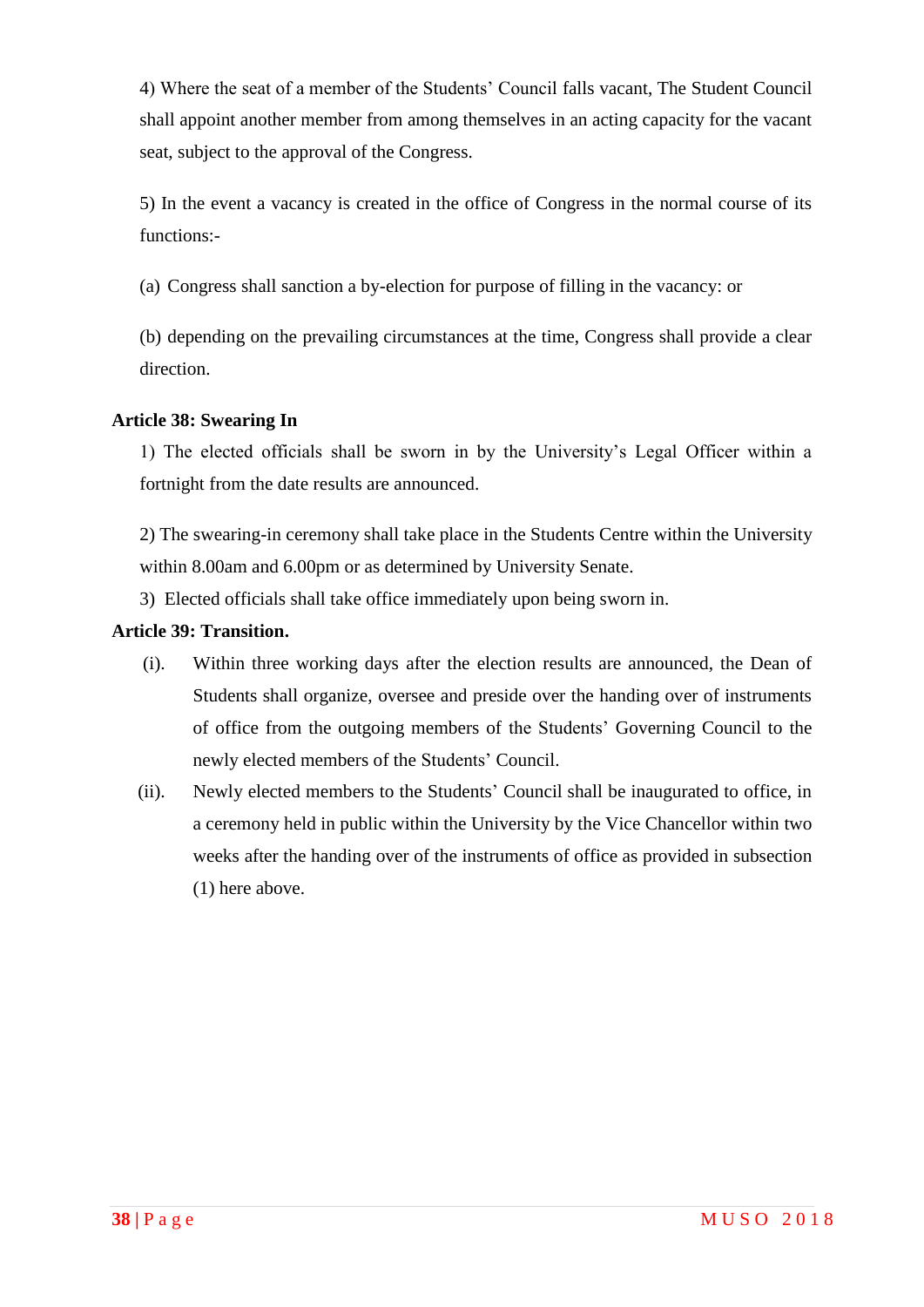4) Where the seat of a member of the Students' Council falls vacant, The Student Council shall appoint another member from among themselves in an acting capacity for the vacant seat, subject to the approval of the Congress.

5) In the event a vacancy is created in the office of Congress in the normal course of its functions:-

(a) Congress shall sanction a by-election for purpose of filling in the vacancy: or

(b) depending on the prevailing circumstances at the time, Congress shall provide a clear direction.

**Article 38: Swearing In**

1) The elected officials shall be sworn in by the University's Legal Officer within a fortnight from the date results are announced.

2) The swearing-in ceremony shall take place in the Students Centre within the University within 8.00am and 6.00pm or as determined by University Senate.

3) Elected officials shall take office immediately upon being sworn in.

**Article 39: Transition.**

(i). Within three working days after the election results are announced, the Dean of Students shall organize, oversee and preside over the handing over of instruments of office from the outgoing members of the Students' Governing Council to the newly elected members of the Students' Council.

(ii). Newly elected members to the Students' Council shall be inaugurated to office, in a ceremony held in public within the University by the Vice Chancellor within two weeks after the handing over of the instruments of office as provided in subsection (1) here above.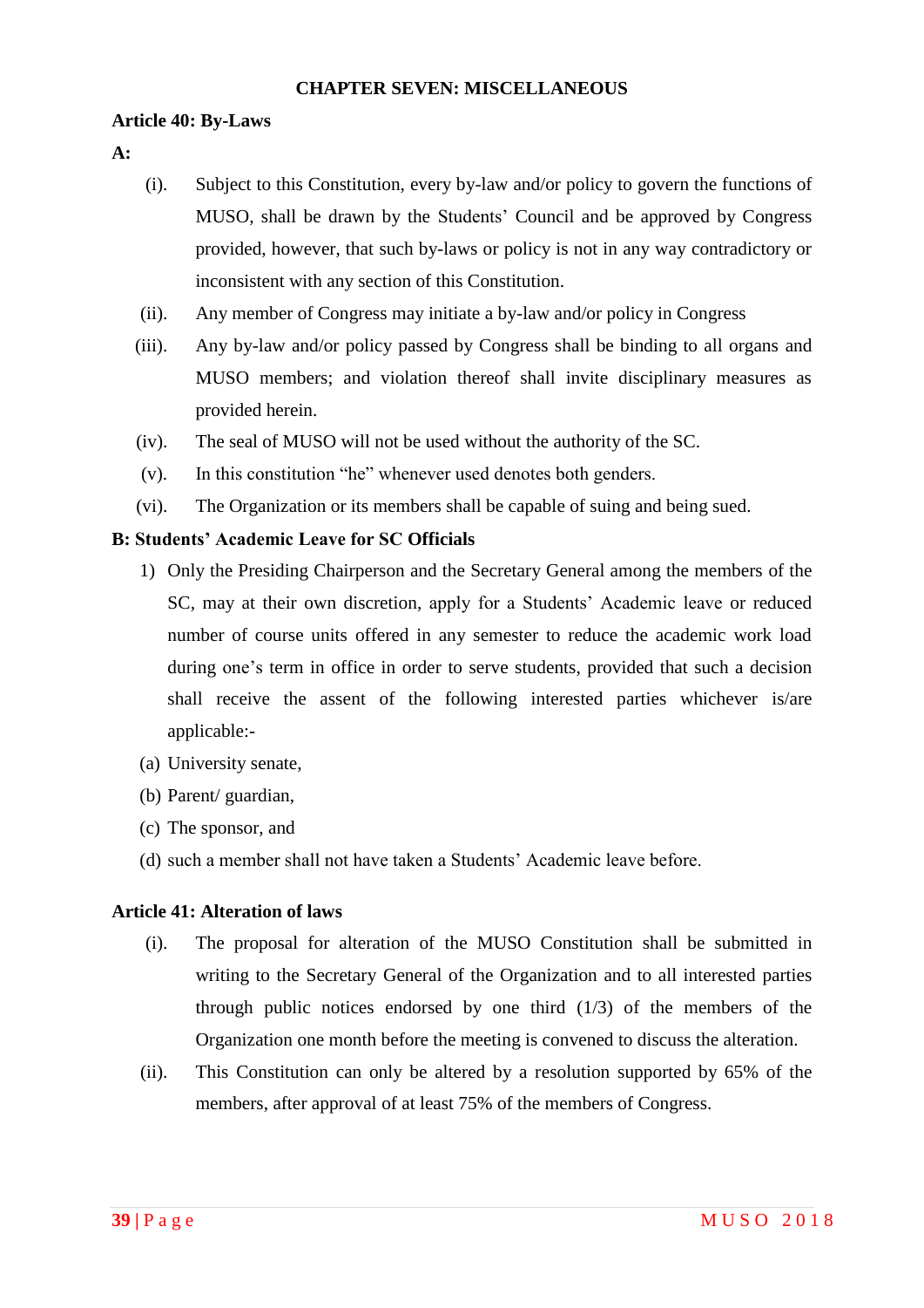## CHAPTER SEVEN: MISCELLANEOUS

### Article 40: By-Laws

**A:**

(i). Subject to this Constitution, every by-law and/or policy to govern the functions of MUSO, shall be drawn by the Students' Council and be approved by Congress provided, however, that such by-laws or policy is not in any way contradictory or inconsistent with any section of this Constitution.

(ii). Any member of Congress may initiate a by-law and/or policy in Congress

(iii). Any by-law and/or policy passed by Congress shall be binding to all organs and MUSO members; and violation thereof shall invite disciplinary measures as provided herein.

(iv). The seal of MUSO will not be used without the authority of the SC.

(v). In this constitution "he" whenever used denotes both genders.

(vi). The Organization or its members shall be capable of suing and being sued.

**B: Students' Academic Leave for SC Officials**

1) Only the Presiding Chairperson and the Secretary General among the members of the SC, may at their own discretion, apply for a Students' Academic leave or reduced number of course units offered in any semester to reduce the academic work load during one's term in office in order to serve students, provided that such a decision shall receive the assent of the following interested parties whichever is/are applicable:-

(a) University senate,

(b) Parent/ guardian,

(c) The sponsor, and

(d) such a member shall not have taken a Students' Academic leave before.

### Article 41: Alteration of laws

(i). The proposal for alteration of the MUSO Constitution shall be submitted in writing to the Secretary General of the Organization and to all interested parties through public notices endorsed by one third (1/3) of the members of the Organization one month before the meeting is convened to discuss the alteration.

(ii). This Constitution can only be altered by a resolution supported by 65% of the members, after approval of at least 75% of the members of Congress.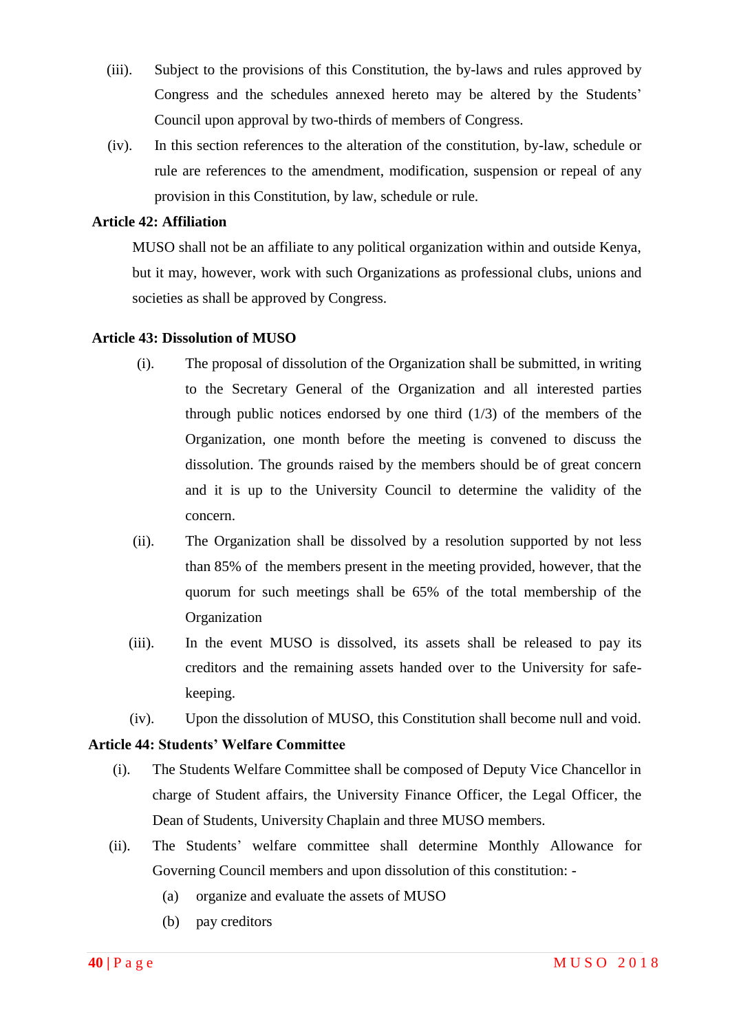(iii). Subject to the provisions of this Constitution, the by-laws and rules approved by Congress and the schedules annexed hereto may be altered by the Students' Council upon approval by two-thirds of members of Congress.

(iv). In this section references to the alteration of the constitution, by-law, schedule or rule are references to the amendment, modification, suspension or repeal of any provision in this Constitution, by law, schedule or rule.

**Article 42: Affiliation**

MUSO shall not be an affiliate to any political organization within and outside Kenya, but it may, however, work with such Organizations as professional clubs, unions and societies as shall be approved by Congress.

**Article 43: Dissolution of MUSO**

(i). The proposal of dissolution of the Organization shall be submitted, in writing to the Secretary General of the Organization and all interested parties through public notices endorsed by one third (1/3) of the members of the Organization, one month before the meeting is convened to discuss the dissolution. The grounds raised by the members should be of great concern and it is up to the University Council to determine the validity of the concern.

(ii). The Organization shall be dissolved by a resolution supported by not less than 85% of the members present in the meeting provided, however, that the quorum for such meetings shall be 65% of the total membership of the Organization

(iii). In the event MUSO is dissolved, its assets shall be released to pay its creditors and the remaining assets handed over to the University for safe-keeping.

(iv). Upon the dissolution of MUSO, this Constitution shall become null and void.

**Article 44: Students' Welfare Committee**

(i). The Students Welfare Committee shall be composed of Deputy Vice Chancellor in charge of Student affairs, the University Finance Officer, the Legal Officer, the Dean of Students, University Chaplain and three MUSO members.

(ii). The Students' welfare committee shall determine Monthly Allowance for Governing Council members and upon dissolution of this constitution: -

(a) organize and evaluate the assets of MUSO

(b) pay creditors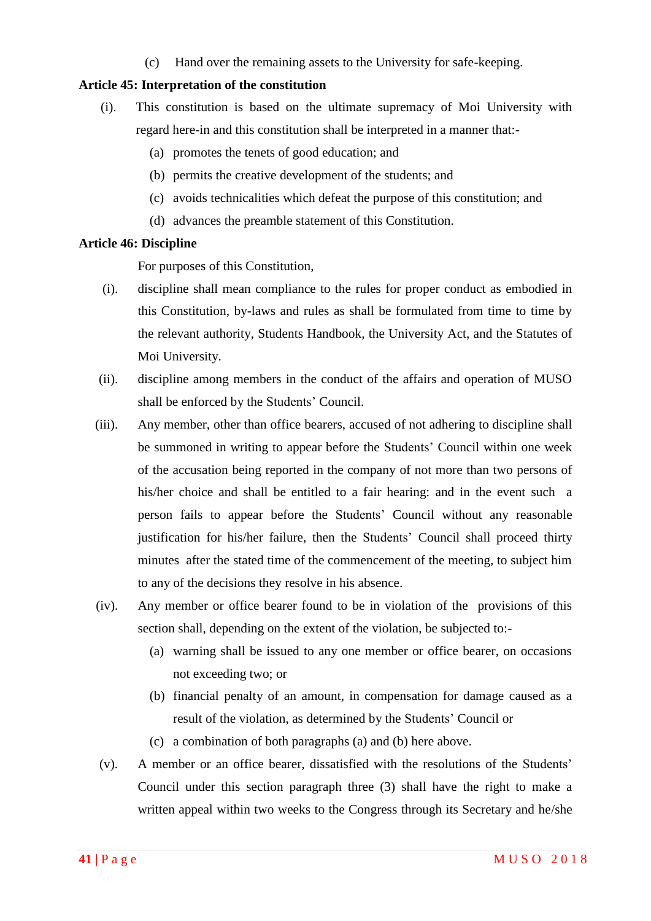(c) Hand over the remaining assets to the University for safe-keeping.

**Article 45: Interpretation of the constitution**

(i). This constitution is based on the ultimate supremacy of Moi University with regard here-in and this constitution shall be interpreted in a manner that:-

(a) promotes the tenets of good education; and

(b) permits the creative development of the students; and

(c) avoids technicalities which defeat the purpose of this constitution; and

(d) advances the preamble statement of this Constitution.

**Article 46: Discipline**

For purposes of this Constitution,

(i). discipline shall mean compliance to the rules for proper conduct as embodied in this Constitution, by-laws and rules as shall be formulated from time to time by the relevant authority, Students Handbook, the University Act, and the Statutes of Moi University.

(ii). discipline among members in the conduct of the affairs and operation of MUSO shall be enforced by the Students' Council.

(iii). Any member, other than office bearers, accused of not adhering to discipline shall be summoned in writing to appear before the Students' Council within one week of the accusation being reported in the company of not more than two persons of his/her choice and shall be entitled to a fair hearing: and in the event such a person fails to appear before the Students' Council without any reasonable justification for his/her failure, then the Students' Council shall proceed thirty minutes after the stated time of the commencement of the meeting, to subject him to any of the decisions they resolve in his absence.

(iv). Any member or office bearer found to be in violation of the provisions of this section shall, depending on the extent of the violation, be subjected to:-

(a) warning shall be issued to any one member or office bearer, on occasions not exceeding two; or

(b) financial penalty of an amount, in compensation for damage caused as a result of the violation, as determined by the Students' Council or

(c) a combination of both paragraphs (a) and (b) here above.

(v). A member or an office bearer, dissatisfied with the resolutions of the Students' Council under this section paragraph three (3) shall have the right to make a written appeal within two weeks to the Congress through its Secretary and he/she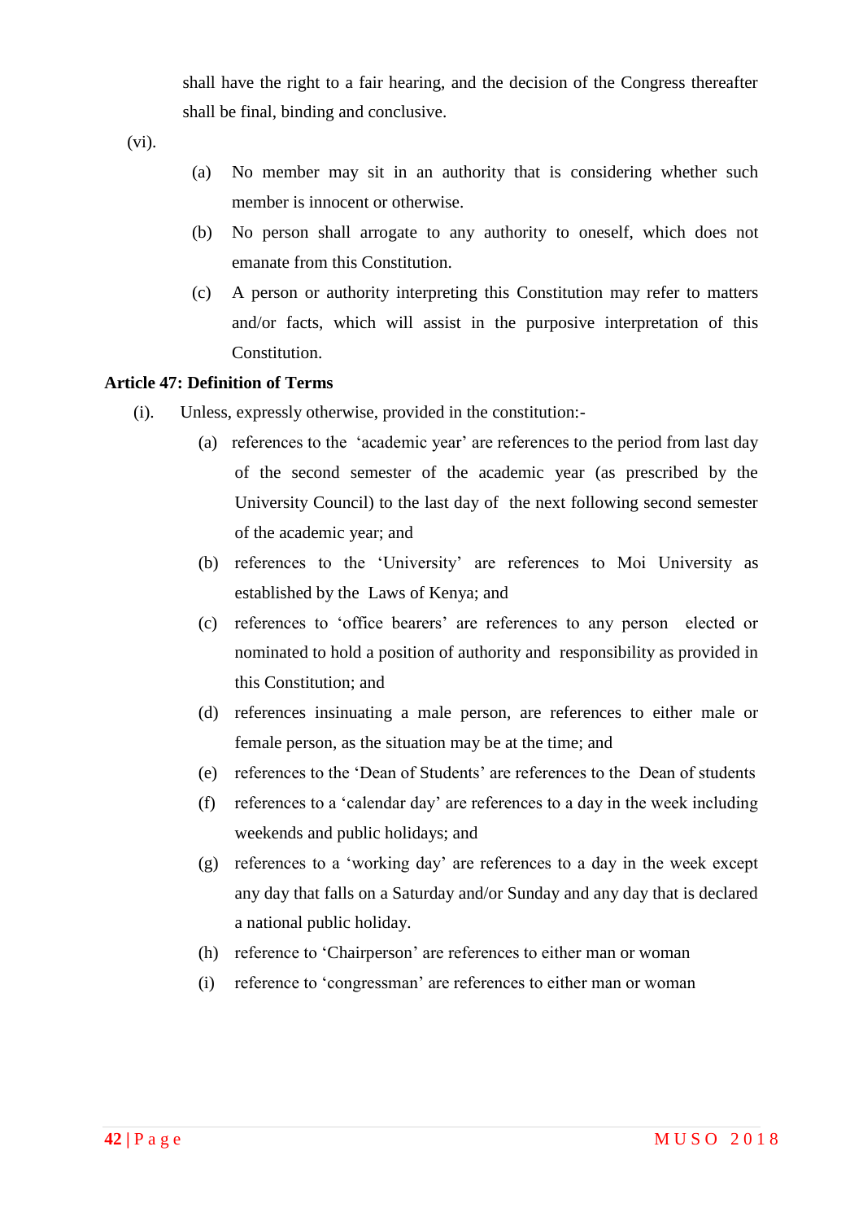shall have the right to a fair hearing, and the decision of the Congress thereafter shall be final, binding and conclusive.

(vi).

(a) No member may sit in an authority that is considering whether such member is innocent or otherwise.

(b) No person shall arrogate to any authority to oneself, which does not emanate from this Constitution.

(c) A person or authority interpreting this Constitution may refer to matters and/or facts, which will assist in the purposive interpretation of this Constitution.

**Article 47: Definition of Terms**

(i). Unless, expressly otherwise, provided in the constitution:-

(a) references to the 'academic year' are references to the period from last day of the second semester of the academic year (as prescribed by the University Council) to the last day of the next following second semester of the academic year; and

(b) references to the 'University' are references to Moi University as established by the Laws of Kenya; and

(c) references to 'office bearers' are references to any person elected or nominated to hold a position of authority and responsibility as provided in this Constitution; and

(d) references insinuating a male person, are references to either male or female person, as the situation may be at the time; and

(e) references to the 'Dean of Students' are references to the Dean of students

(f) references to a 'calendar day' are references to a day in the week including weekends and public holidays; and

(g) references to a 'working day' are references to a day in the week except any day that falls on a Saturday and/or Sunday and any day that is declared a national public holiday.

(h) reference to 'Chairperson' are references to either man or woman

(i) reference to 'congressman' are references to either man or woman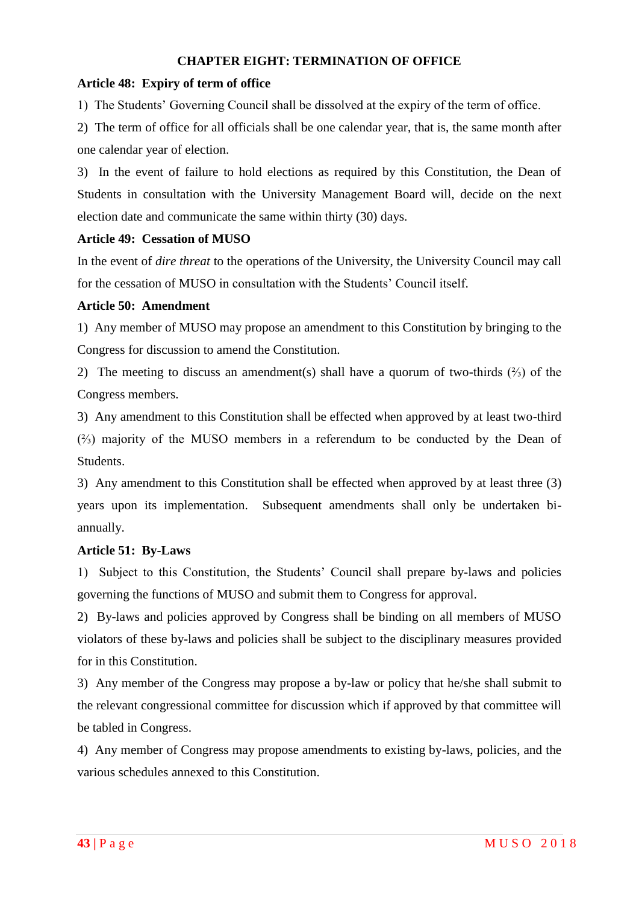## CHAPTER EIGHT: TERMINATION OF OFFICE

### Article 48: Expiry of term of office

1) The Students' Governing Council shall be dissolved at the expiry of the term of office.

2) The term of office for all officials shall be one calendar year, that is, the same month after one calendar year of election.

3) In the event of failure to hold elections as required by this Constitution, the Dean of Students in consultation with the University Management Board will, decide on the next election date and communicate the same within thirty (30) days.

### Article 49: Cessation of MUSO

In the event of *dire threat* to the operations of the University, the University Council may call for the cessation of MUSO in consultation with the Students' Council itself.

### Article 50: Amendment

1) Any member of MUSO may propose an amendment to this Constitution by bringing to the Congress for discussion to amend the Constitution.

2) The meeting to discuss an amendment(s) shall have a quorum of two-thirds (⅔) of the Congress members.

3) Any amendment to this Constitution shall be effected when approved by at least two-third (⅔) majority of the MUSO members in a referendum to be conducted by the Dean of Students.

3) Any amendment to this Constitution shall be effected when approved by at least three (3) years upon its implementation. Subsequent amendments shall only be undertaken bi-annually.

### Article 51: By-Laws

1) Subject to this Constitution, the Students' Council shall prepare by-laws and policies governing the functions of MUSO and submit them to Congress for approval.

2) By-laws and policies approved by Congress shall be binding on all members of MUSO violators of these by-laws and policies shall be subject to the disciplinary measures provided for in this Constitution.

3) Any member of the Congress may propose a by-law or policy that he/she shall submit to the relevant congressional committee for discussion which if approved by that committee will be tabled in Congress.

4) Any member of Congress may propose amendments to existing by-laws, policies, and the various schedules annexed to this Constitution.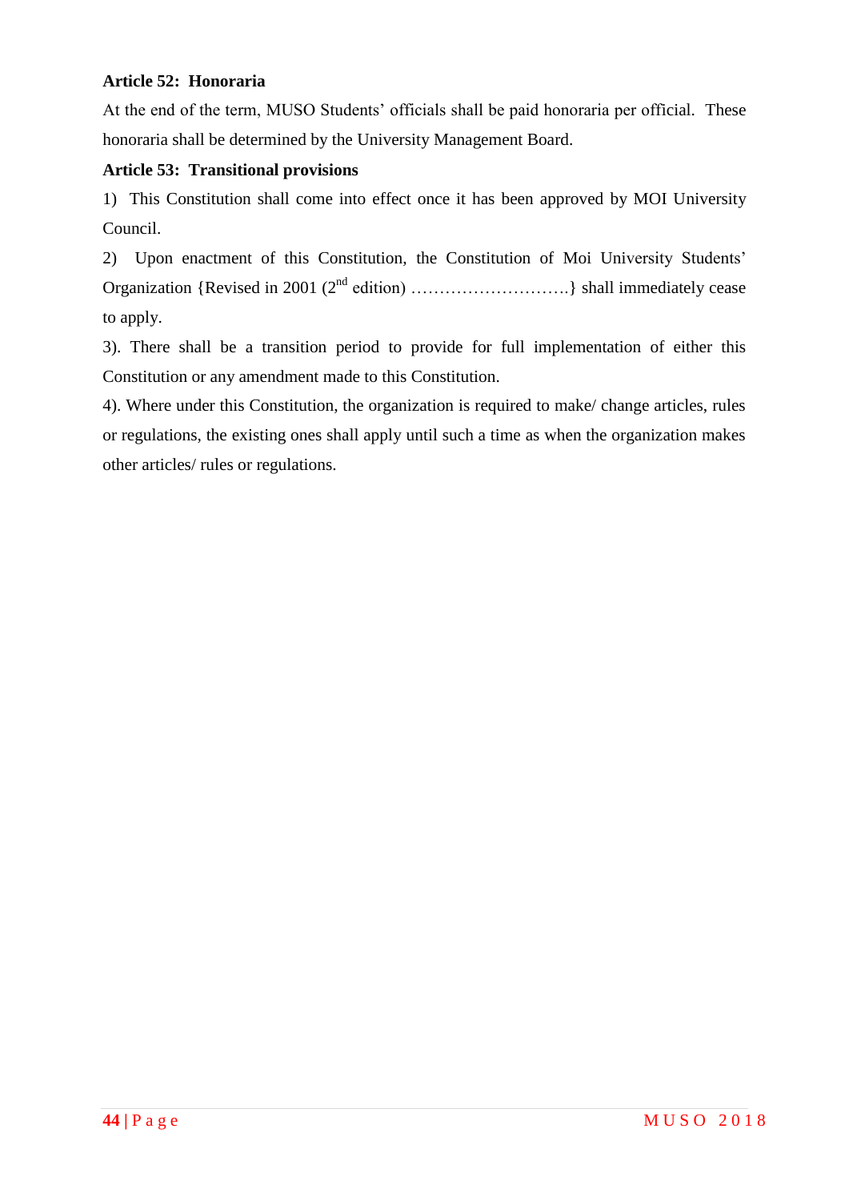**Article 52: Honoraria**

At the end of the term, MUSO Students' officials shall be paid honoraria per official. These honoraria shall be determined by the University Management Board.

**Article 53: Transitional provisions**

1) This Constitution shall come into effect once it has been approved by MOI University Council.

2) Upon enactment of this Constitution, the Constitution of Moi University Students' Organization {Revised in 2001 (2nd edition) ……………………….} shall immediately cease to apply.

3). There shall be a transition period to provide for full implementation of either this Constitution or any amendment made to this Constitution.

4). Where under this Constitution, the organization is required to make/ change articles, rules or regulations, the existing ones shall apply until such a time as when the organization makes other articles/ rules or regulations.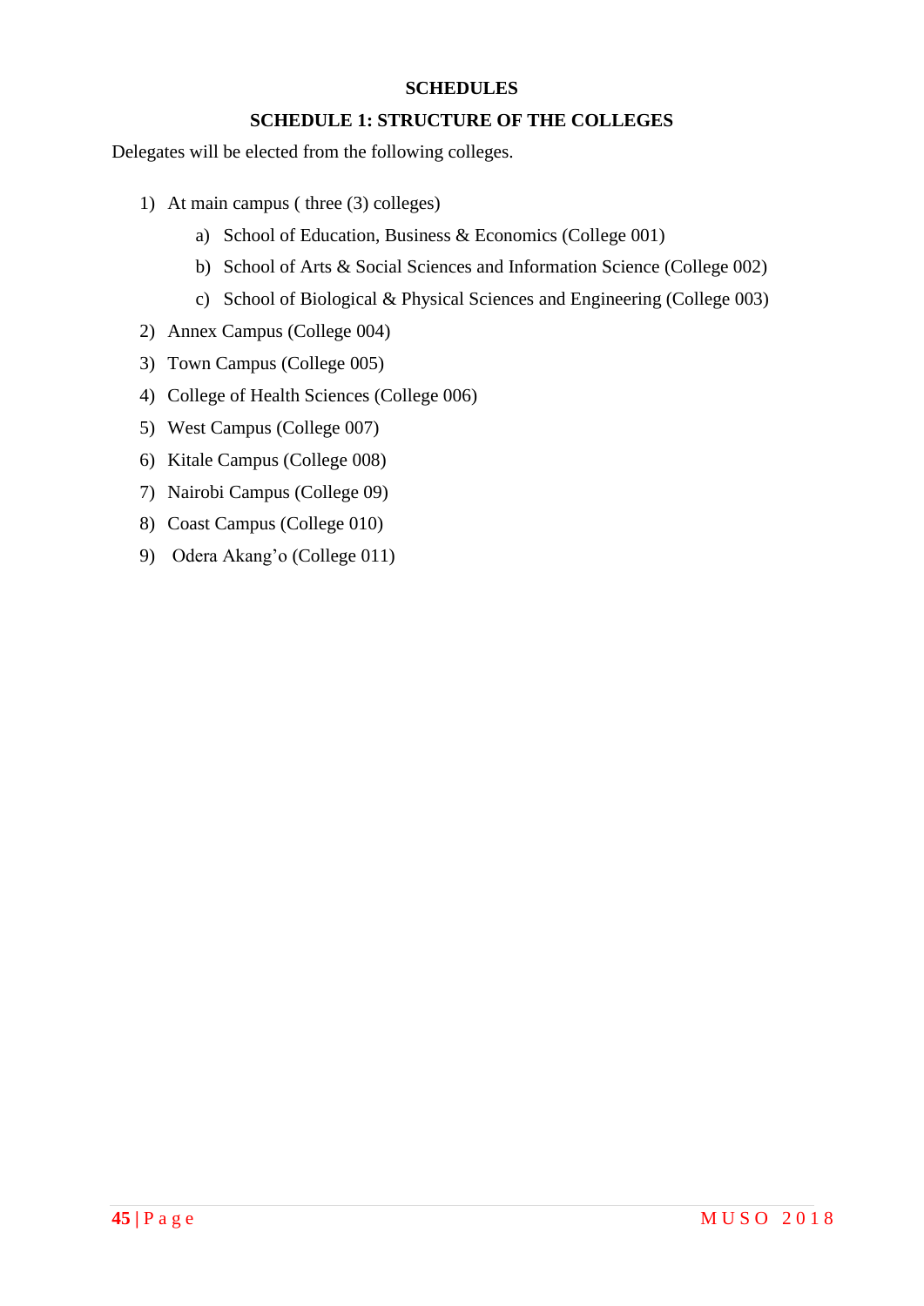# SCHEDULES

## SCHEDULE 1: STRUCTURE OF THE COLLEGES

Delegates will be elected from the following colleges.

1) At main campus ( three (3) colleges)
    a) School of Education, Business & Economics (College 001)
    b) School of Arts & Social Sciences and Information Science (College 002)
    c) School of Biological & Physical Sciences and Engineering (College 003)
2) Annex Campus (College 004)
3) Town Campus (College 005)
4) College of Health Sciences (College 006)
5) West Campus (College 007)
6) Kitale Campus (College 008)
7) Nairobi Campus (College 09)
8) Coast Campus (College 010)
9) Odera Akang'o (College 011)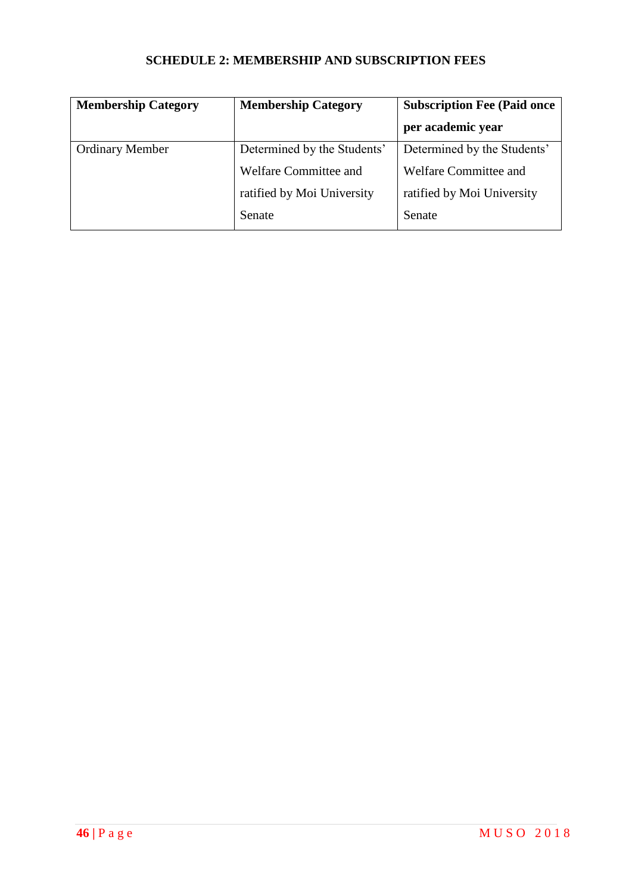**SCHEDULE 2: MEMBERSHIP AND SUBSCRIPTION FEES**

| Membership Category | Membership Category | Subscription Fee (Paid once per academic year |
|---|---|---|
| Ordinary Member | Determined by the Students' Welfare Committee and ratified by Moi University Senate | Determined by the Students' Welfare Committee and ratified by Moi University Senate |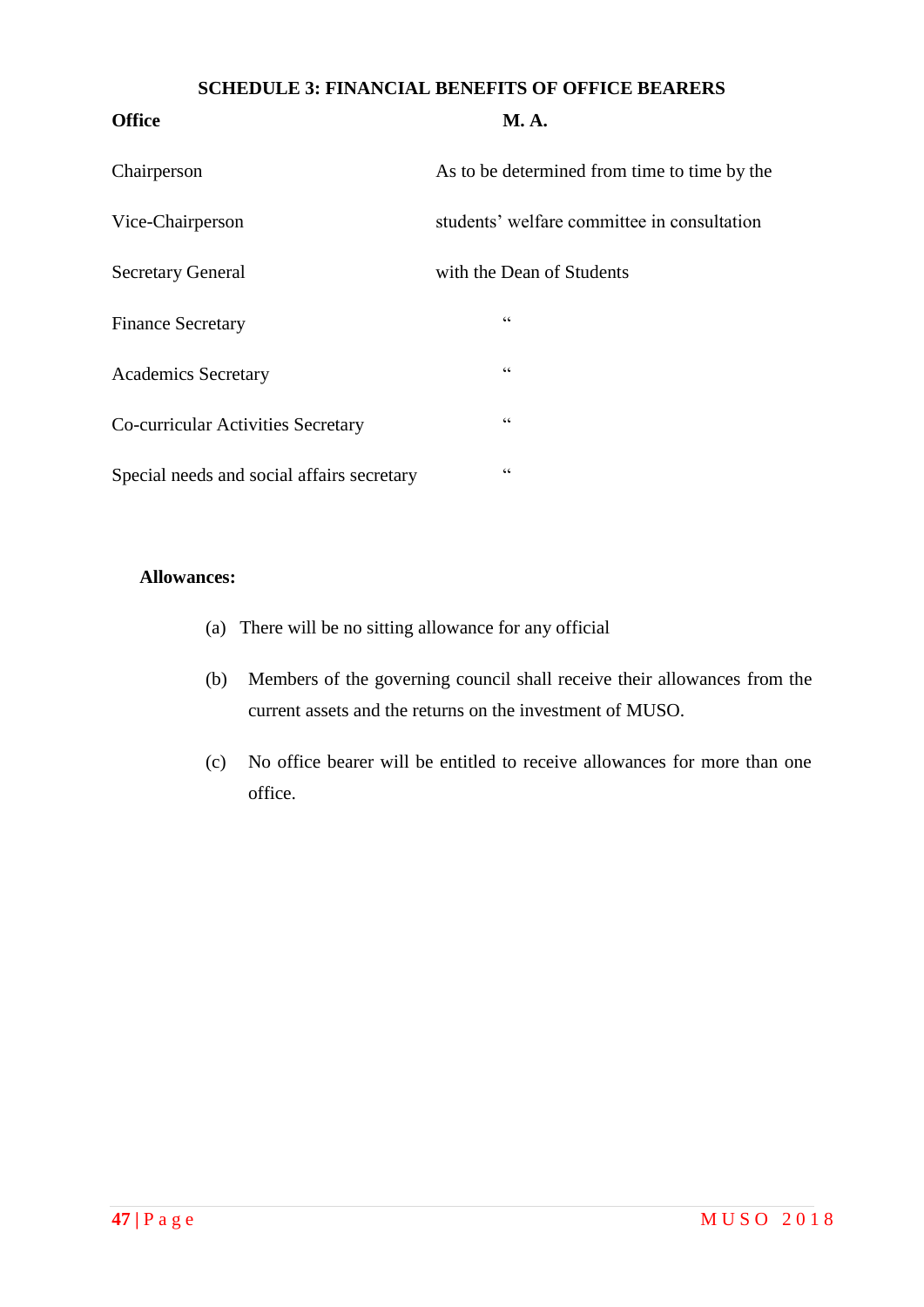## SCHEDULE 3: FINANCIAL BENEFITS OF OFFICE BEARERS

| Office | M. A. |
|---|---|
| Chairperson | As to be determined from time to time by the |
| Vice-Chairperson | students' welfare committee in consultation |
| Secretary General | with the Dean of Students |
| Finance Secretary | " |
| Academics Secretary | " |
| Co-curricular Activities Secretary | " |
| Special needs and social affairs secretary | " |

**Allowances:**

(a) There will be no sitting allowance for any official

(b) Members of the governing council shall receive their allowances from the current assets and the returns on the investment of MUSO.

(c) No office bearer will be entitled to receive allowances for more than one office.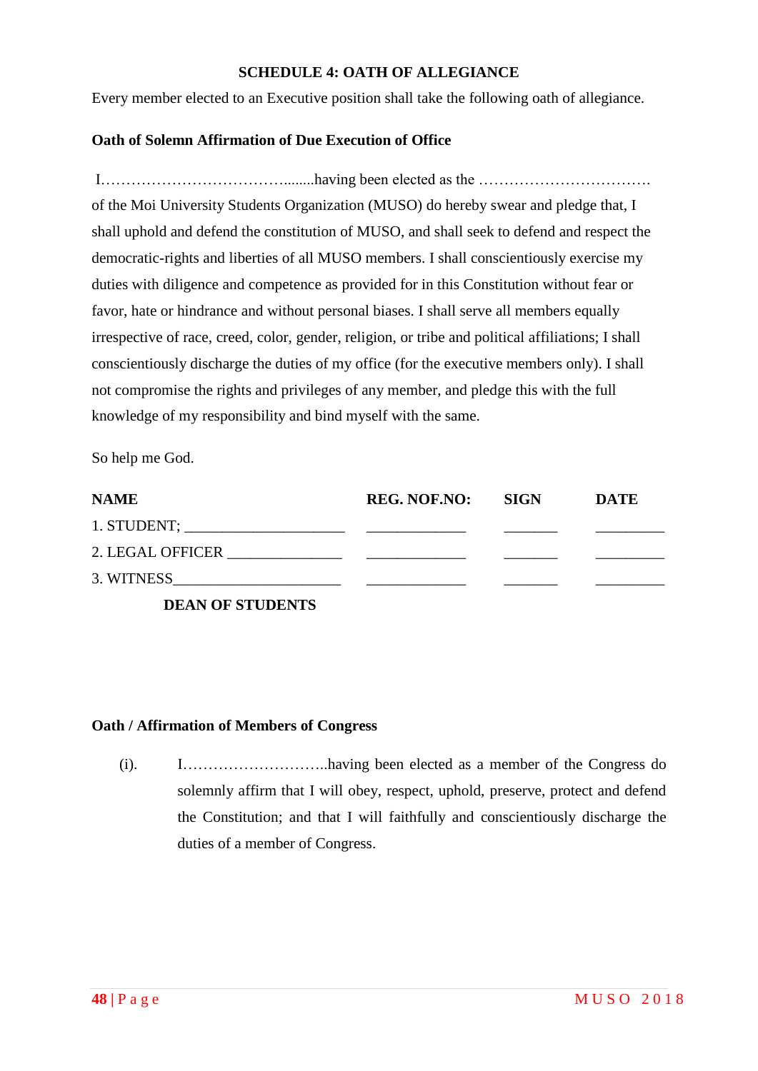## SCHEDULE 4: OATH OF ALLEGIANCE

Every member elected to an Executive position shall take the following oath of allegiance.

**Oath of Solemn Affirmation of Due Execution of Office**

I…………………………………........having been elected as the ……………………………. of the Moi University Students Organization (MUSO) do hereby swear and pledge that, I shall uphold and defend the constitution of MUSO, and shall seek to defend and respect the democratic-rights and liberties of all MUSO members. I shall conscientiously exercise my duties with diligence and competence as provided for in this Constitution without fear or favor, hate or hindrance and without personal biases. I shall serve all members equally irrespective of race, creed, color, gender, religion, or tribe and political affiliations; I shall conscientiously discharge the duties of my office (for the executive members only). I shall not compromise the rights and privileges of any member, and pledge this with the full knowledge of my responsibility and bind myself with the same.

So help me God.

| NAME | REG. NOF.NO: | SIGN | DATE |
|---|---|---|---|
| 1. STUDENT; _____________________ | _____________ | _______ | _________ |
| 2. LEGAL OFFICER _______________ | _____________ | _______ | _________ |
| 3. WITNESS______________________ | _____________ | _______ | _________ |

**DEAN OF STUDENTS**

**Oath / Affirmation of Members of Congress**

(i). I………………………..having been elected as a member of the Congress do solemnly affirm that I will obey, respect, uphold, preserve, protect and defend the Constitution; and that I will faithfully and conscientiously discharge the duties of a member of Congress.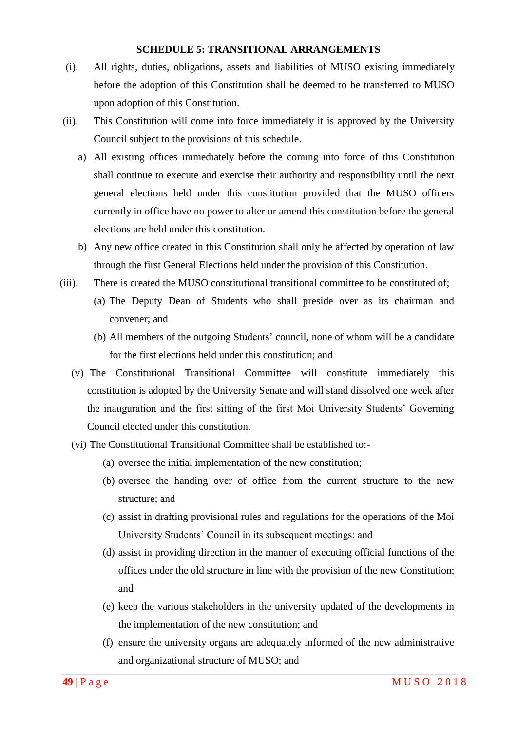## SCHEDULE 5: TRANSITIONAL ARRANGEMENTS

(i). All rights, duties, obligations, assets and liabilities of MUSO existing immediately before the adoption of this Constitution shall be deemed to be transferred to MUSO upon adoption of this Constitution.

(ii). This Constitution will come into force immediately it is approved by the University Council subject to the provisions of this schedule.

a) All existing offices immediately before the coming into force of this Constitution shall continue to execute and exercise their authority and responsibility until the next general elections held under this constitution provided that the MUSO officers currently in office have no power to alter or amend this constitution before the general elections are held under this constitution.

b) Any new office created in this Constitution shall only be affected by operation of law through the first General Elections held under the provision of this Constitution.

(iii). There is created the MUSO constitutional transitional committee to be constituted of;

(a) The Deputy Dean of Students who shall preside over as its chairman and convener; and

(b) All members of the outgoing Students' council, none of whom will be a candidate for the first elections held under this constitution; and

(v) The Constitutional Transitional Committee will constitute immediately this constitution is adopted by the University Senate and will stand dissolved one week after the inauguration and the first sitting of the first Moi University Students' Governing Council elected under this constitution.

(vi) The Constitutional Transitional Committee shall be established to:-

(a) oversee the initial implementation of the new constitution;

(b) oversee the handing over of office from the current structure to the new structure; and

(c) assist in drafting provisional rules and regulations for the operations of the Moi University Students' Council in its subsequent meetings; and

(d) assist in providing direction in the manner of executing official functions of the offices under the old structure in line with the provision of the new Constitution; and

(e) keep the various stakeholders in the university updated of the developments in the implementation of the new constitution; and

(f) ensure the university organs are adequately informed of the new administrative and organizational structure of MUSO; and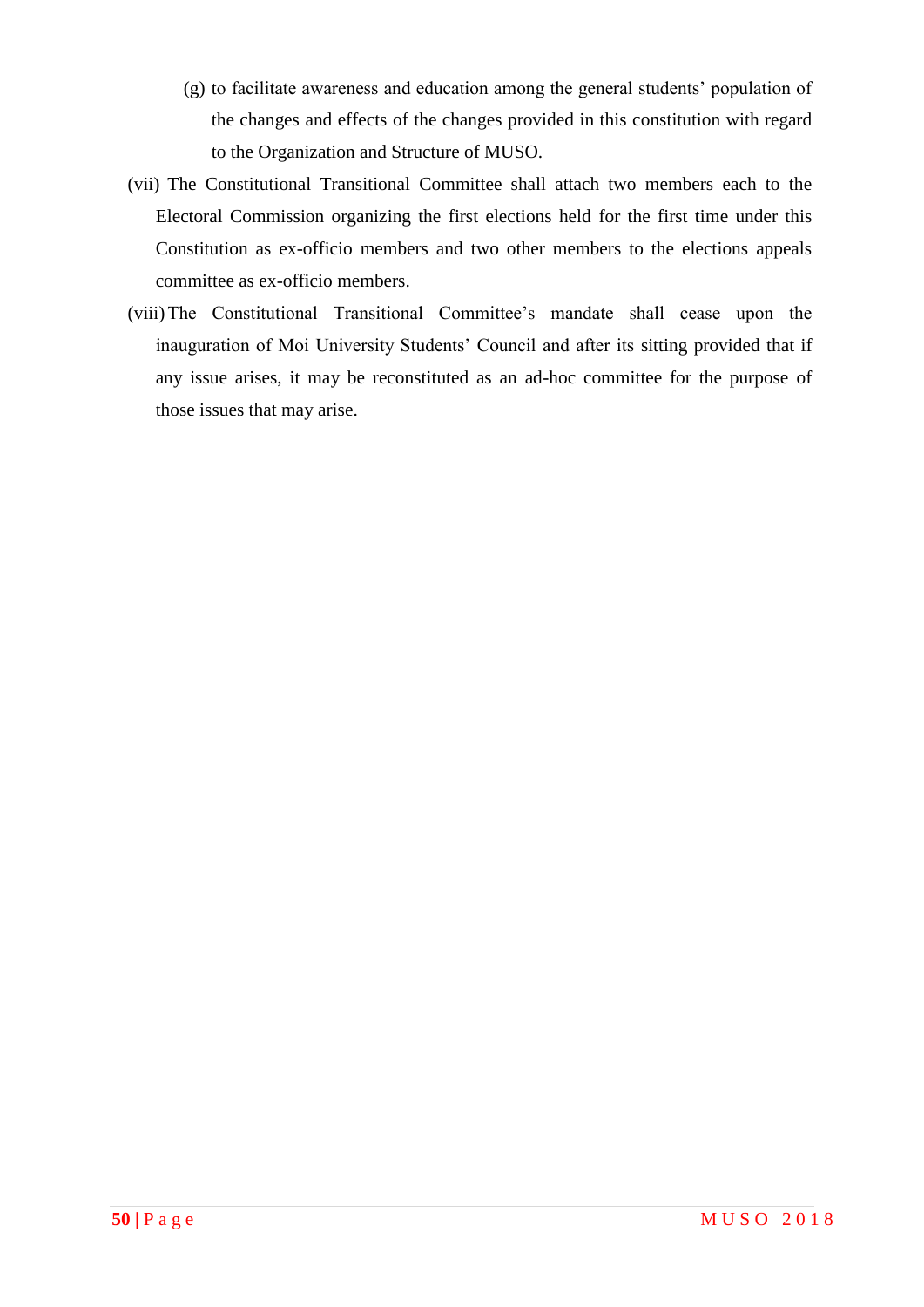(g) to facilitate awareness and education among the general students' population of the changes and effects of the changes provided in this constitution with regard to the Organization and Structure of MUSO.

(vii) The Constitutional Transitional Committee shall attach two members each to the Electoral Commission organizing the first elections held for the first time under this Constitution as ex-officio members and two other members to the elections appeals committee as ex-officio members.

(viii) The Constitutional Transitional Committee's mandate shall cease upon the inauguration of Moi University Students' Council and after its sitting provided that if any issue arises, it may be reconstituted as an ad-hoc committee for the purpose of those issues that may arise.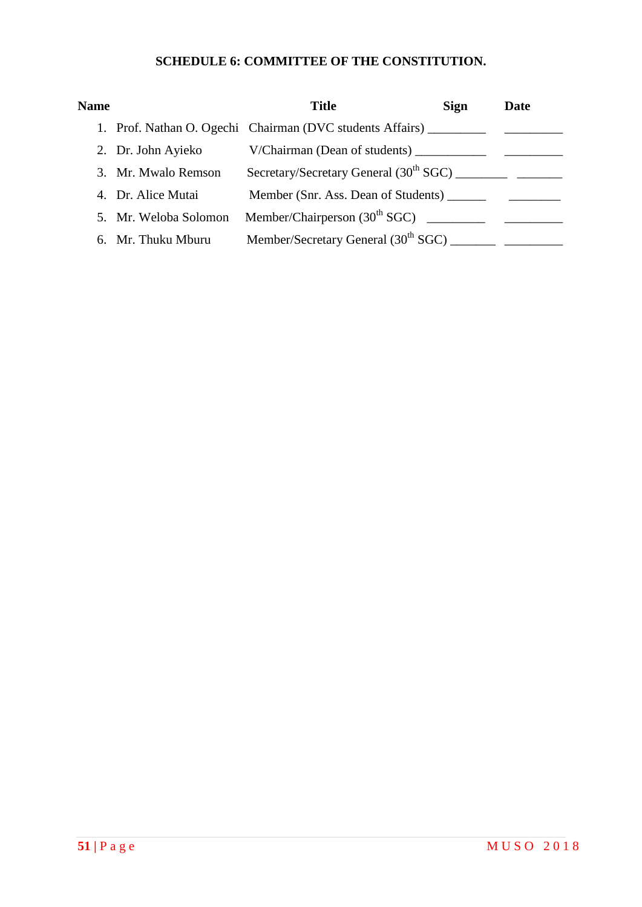**SCHEDULE 6: COMMITTEE OF THE CONSTITUTION.**

| Name | Title | Sign | Date |
|---|---|---|---|
| 1. Prof. Nathan O. Ogechi | Chairman (DVC students Affairs) | _________ | _________ |
| 2. Dr. John Ayieko | V/Chairman (Dean of students) | ___________ | _________ |
| 3. Mr. Mwalo Remson | Secretary/Secretary General (30th SGC) | ________ | _______ |
| 4. Dr. Alice Mutai | Member (Snr. Ass. Dean of Students) | ______ | ________ |
| 5. Mr. Weloba Solomon | Member/Chairperson (30th SGC) | _________ | _________ |
| 6. Mr. Thuku Mburu | Member/Secretary General (30th SGC) | _______ | _________ |